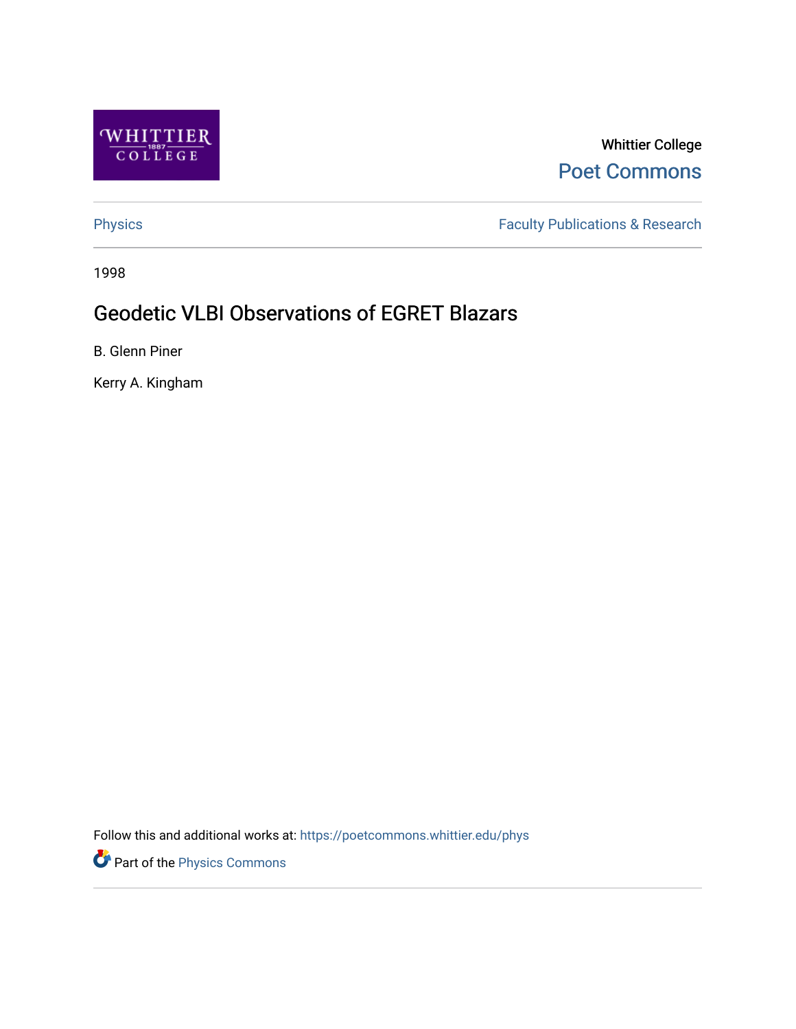Whittier College

Poet Commons

Physics

Faculty Publications & Research

1998

# Geodetic VLBI Observations of EGRET Blazars

B. Glenn Piner

Kerry A. Kingham

Follow this and additional works at: https://poetcommons.whittier.edu/phys

Part of the Physics Commons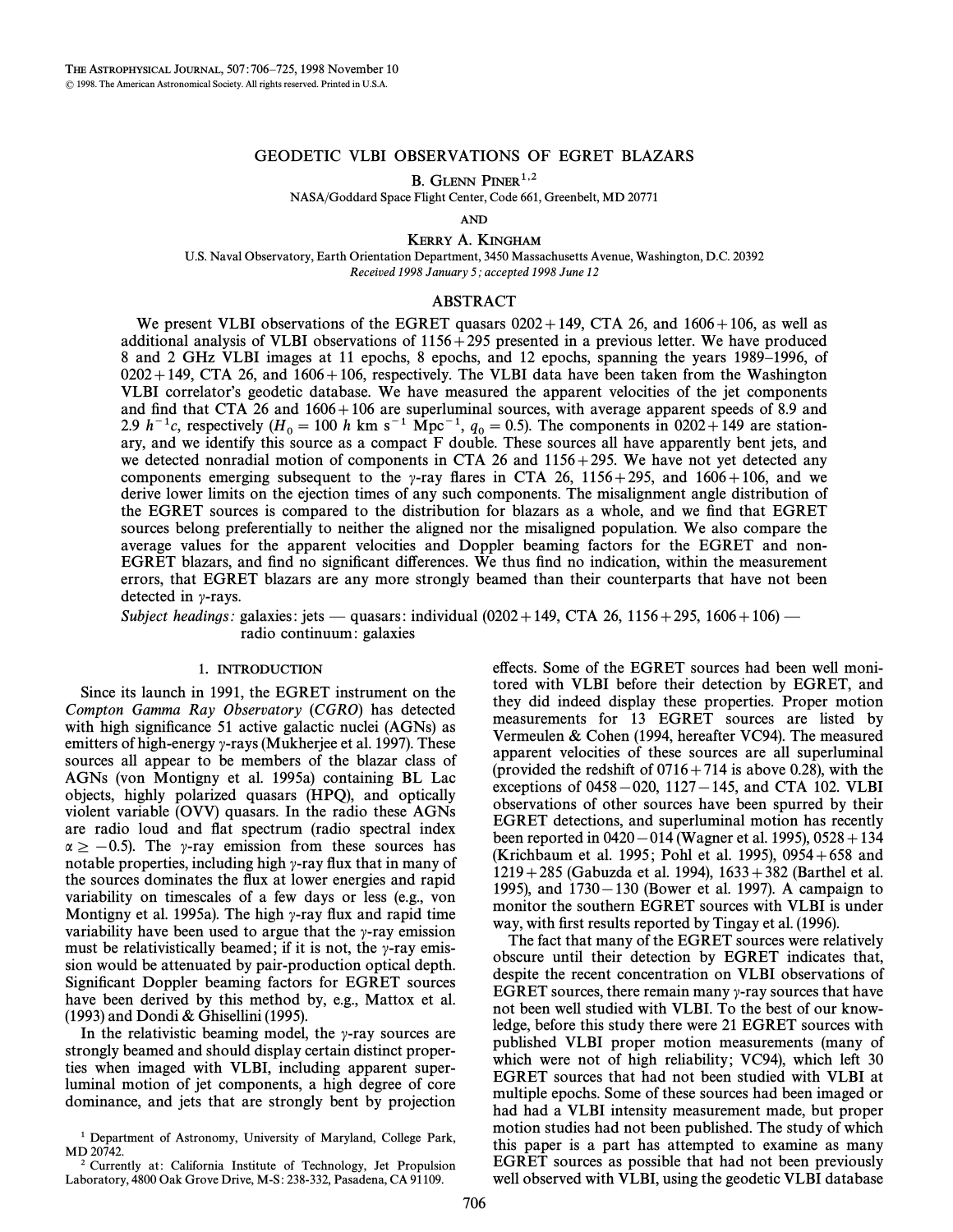# GEODETIC VLBI OBSERVATIONS OF EGRET BLAZARS

B. Glenn Piner[1,2]

NASA/Goddard Space Flight Center, Code 661, Greenbelt, MD 20771

AND

Kerry A. Kingham

U.S. Naval Observatory, Earth Orientation Department, 3450 Massachusetts Avenue, Washington, D.C. 20392

*Received 1998 January 5; accepted 1998 June 12*

## ABSTRACT

We present VLBI observations of the EGRET quasars 0202+149, CTA 26, and 1606+106, as well as additional analysis of VLBI observations of 1156+295 presented in a previous letter. We have produced 8 and 2 GHz VLBI images at 11 epochs, 8 epochs, and 12 epochs, spanning the years 1989–1996, of 0202+149, CTA 26, and 1606+106, respectively. The VLBI data have been taken from the Washington VLBI correlator's geodetic database. We have measured the apparent velocities of the jet components and find that CTA 26 and 1606+106 are superluminal sources, with average apparent speeds of 8.9 and 2.9 $h^{-1}c$, respectively ($H_0 = 100\ h$ km s$^{-1}$ Mpc$^{-1}$, $q_0 = 0.5$). The components in 0202+149 are stationary, and we identify this source as a compact F double. These sources all have apparently bent jets, and we detected nonradial motion of components in CTA 26 and 1156+295. We have not yet detected any components emerging subsequent to the $\gamma$-ray flares in CTA 26, 1156+295, and 1606+106, and we derive lower limits on the ejection times of any such components. The misalignment angle distribution of the EGRET sources is compared to the distribution for blazars as a whole, and we find that EGRET sources belong preferentially to neither the aligned nor the misaligned population. We also compare the average values for the apparent velocities and Doppler beaming factors for the EGRET and non-EGRET blazars, and find no significant differences. We thus find no indication, within the measurement errors, that EGRET blazars are any more strongly beamed than their counterparts that have not been detected in $\gamma$-rays.

*Subject headings:* galaxies: jets — quasars: individual (0202+149, CTA 26, 1156+295, 1606+106) — radio continuum: galaxies

## 1. INTRODUCTION

Since its launch in 1991, the EGRET instrument on the *Compton Gamma Ray Observatory* (*CGRO*) has detected with high significance 51 active galactic nuclei (AGNs) as emitters of high-energy $\gamma$-rays (Mukherjee et al. 1997). These sources all appear to be members of the blazar class of AGNs (von Montigny et al. 1995a) containing BL Lac objects, highly polarized quasars (HPQ), and optically violent variable (OVV) quasars. In the radio these AGNs are radio loud and flat spectrum (radio spectral index $\alpha \geq -0.5$). The $\gamma$-ray emission from these sources has notable properties, including high $\gamma$-ray flux that in many of the sources dominates the flux at lower energies and rapid variability on timescales of a few days or less (e.g., von Montigny et al. 1995a). The high $\gamma$-ray flux and rapid time variability have been used to argue that the $\gamma$-ray emission must be relativistically beamed; if it is not, the $\gamma$-ray emission would be attenuated by pair-production optical depth. Significant Doppler beaming factors for EGRET sources have been derived by this method by, e.g., Mattox et al. (1993) and Dondi & Ghisellini (1995).

In the relativistic beaming model, the $\gamma$-ray sources are strongly beamed and should display certain distinct properties when imaged with VLBI, including apparent superluminal motion of jet components, a high degree of core dominance, and jets that are strongly bent by projection effects. Some of the EGRET sources had been well monitored with VLBI before their detection by EGRET, and they did indeed display these properties. Proper motion measurements for 13 EGRET sources are listed by Vermeulen & Cohen (1994, hereafter VC94). The measured apparent velocities of these sources are all superluminal (provided the redshift of 0716+714 is above 0.28), with the exceptions of 0458−020, 1127−145, and CTA 102. VLBI observations of other sources have been spurred by their EGRET detections, and superluminal motion has recently been reported in 0420−014 (Wagner et al. 1995), 0528+134 (Krichbaum et al. 1995; Pohl et al. 1995), 0954+658 and 1219+285 (Gabuzda et al. 1994), 1633+382 (Barthel et al. 1995), and 1730−130 (Bower et al. 1997). A campaign to monitor the southern EGRET sources with VLBI is under way, with first results reported by Tingay et al. (1996).

The fact that many of the EGRET sources were relatively obscure until their detection by EGRET indicates that, despite the recent concentration on VLBI observations of EGRET sources, there remain many $\gamma$-ray sources that have not been well studied with VLBI. To the best of our knowledge, before this study there were 21 EGRET sources with published VLBI proper motion measurements (many of which were not of high reliability; VC94), which left 30 EGRET sources that had not been studied with VLBI at multiple epochs. Some of these sources had been imaged or had had a VLBI intensity measurement made, but proper motion studies had not been published. The study of which this paper is a part has attempted to examine as many EGRET sources as possible that had not been previously well observed with VLBI, using the geodetic VLBI database

[1] Department of Astronomy, University of Maryland, College Park, MD 20742.

[2] Currently at: California Institute of Technology, Jet Propulsion Laboratory, 4800 Oak Grove Drive, M-S: 238-332, Pasadena, CA 91109.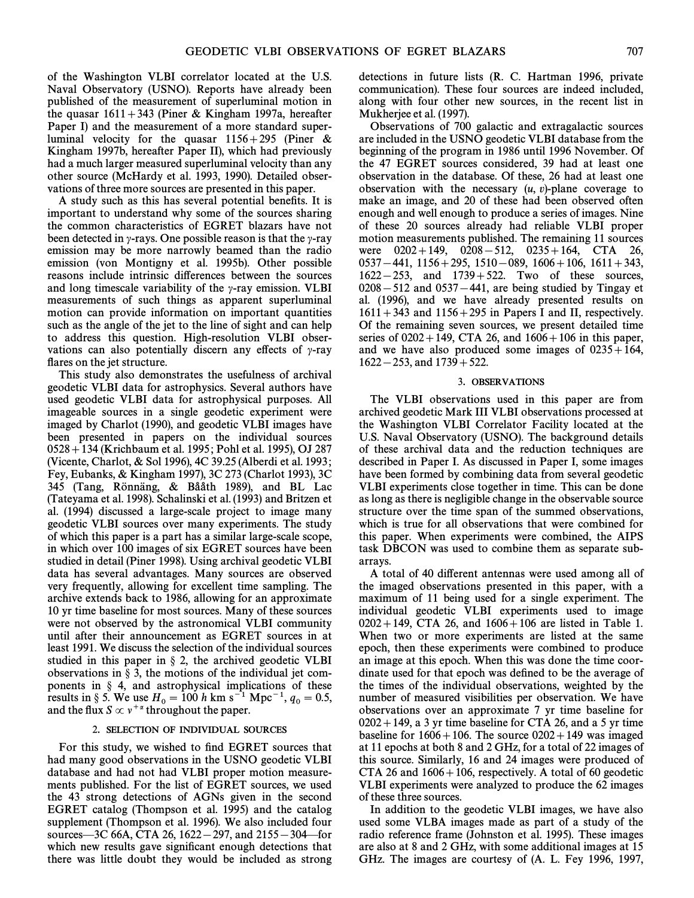of the Washington VLBI correlator located at the U.S. Naval Observatory (USNO). Reports have already been published of the measurement of superluminal motion in the quasar 1611+343 (Piner & Kingham 1997a, hereafter Paper I) and the measurement of a more standard superluminal velocity for the quasar 1156+295 (Piner & Kingham 1997b, hereafter Paper II), which had previously had a much larger measured superluminal velocity than any other source (McHardy et al. 1993, 1990). Detailed observations of three more sources are presented in this paper.

A study such as this has several potential benefits. It is important to understand why some of the sources sharing the common characteristics of EGRET blazars have not been detected in γ-rays. One possible reason is that the γ-ray emission may be more narrowly beamed than the radio emission (von Montigny et al. 1995b). Other possible reasons include intrinsic differences between the sources and long timescale variability of the γ-ray emission. VLBI measurements of such things as apparent superluminal motion can provide information on important quantities such as the angle of the jet to the line of sight and can help to address this question. High-resolution VLBI observations can also potentially discern any effects of γ-ray flares on the jet structure.

This study also demonstrates the usefulness of archival geodetic VLBI data for astrophysics. Several authors have used geodetic VLBI data for astrophysical purposes. All imageable sources in a single geodetic experiment were imaged by Charlot (1990), and geodetic VLBI images have been presented in papers on the individual sources 0528+134 (Krichbaum et al. 1995; Pohl et al. 1995), OJ 287 (Vicente, Charlot, & Sol 1996), 4C 39.25 (Alberdi et al. 1993; Fey, Eubanks, & Kingham 1997), 3C 273 (Charlot 1993), 3C 345 (Tang, Rönnäng, & Bååth 1989), and BL Lac (Tateyama et al. 1998). Schalinski et al. (1993) and Britzen et al. (1994) discussed a large-scale project to image many geodetic VLBI sources over many experiments. The study of which this paper is a part has a similar large-scale scope, in which over 100 images of six EGRET sources have been studied in detail (Piner 1998). Using archival geodetic VLBI data has several advantages. Many sources are observed very frequently, allowing for excellent time sampling. The archive extends back to 1986, allowing for an approximate 10 yr time baseline for most sources. Many of these sources were not observed by the astronomical VLBI community until after their announcement as EGRET sources in at least 1991. We discuss the selection of the individual sources studied in this paper in § 2, the archived geodetic VLBI observations in § 3, the motions of the individual jet components in § 4, and astrophysical implications of these results in § 5. We use $H_0 = 100\ h$ km s$^{-1}$ Mpc$^{-1}$, $q_0 = 0.5$, and the flux $S \propto \nu^{+\alpha}$ throughout the paper.

## 2. SELECTION OF INDIVIDUAL SOURCES

For this study, we wished to find EGRET sources that had many good observations in the USNO geodetic VLBI database and had not had VLBI proper motion measurements published. For the list of EGRET sources, we used the 43 strong detections of AGNs given in the second EGRET catalog (Thompson et al. 1995) and the catalog supplement (Thompson et al. 1996). We also included four sources—3C 66A, CTA 26, 1622−297, and 2155−304—for which new results gave significant enough detections that there was little doubt they would be included as strong detections in future lists (R. C. Hartman 1996, private communication). These four sources are indeed included, along with four other new sources, in the recent list in Mukherjee et al. (1997).

Observations of 700 galactic and extragalactic sources are included in the USNO geodetic VLBI database from the beginning of the program in 1986 until 1996 November. Of the 47 EGRET sources considered, 39 had at least one observation in the database. Of these, 26 had at least one observation with the necessary $(u, v)$-plane coverage to make an image, and 20 of these had been observed often enough and well enough to produce a series of images. Nine of these 20 sources already had reliable VLBI proper motion measurements published. The remaining 11 sources were 0202+149, 0208−512, 0235+164, CTA 26, 0537−441, 1156+295, 1510−089, 1606+106, 1611+343, 1622−253, and 1739+522. Two of these sources, 0208−512 and 0537−441, are being studied by Tingay et al. (1996), and we have already presented results on 1611+343 and 1156+295 in Papers I and II, respectively. Of the remaining seven sources, we present detailed time series of 0202+149, CTA 26, and 1606+106 in this paper, and we have also produced some images of 0235+164, 1622−253, and 1739+522.

## 3. OBSERVATIONS

The VLBI observations used in this paper are from archived geodetic Mark III VLBI observations processed at the Washington VLBI Correlator Facility located at the U.S. Naval Observatory (USNO). The background details of these archival data and the reduction techniques are described in Paper I. As discussed in Paper I, some images have been formed by combining data from several geodetic VLBI experiments close together in time. This can be done as long as there is negligible change in the observable source structure over the time span of the summed observations, which is true for all observations that were combined for this paper. When experiments were combined, the AIPS task DBCON was used to combine them as separate subarrays.

A total of 40 different antennas were used among all of the imaged observations presented in this paper, with a maximum of 11 being used for a single experiment. The individual geodetic VLBI experiments used to image 0202+149, CTA 26, and 1606+106 are listed in Table 1. When two or more experiments are listed at the same epoch, then these experiments were combined to produce an image at this epoch. When this was done the time coordinate used for that epoch was defined to be the average of the times of the individual observations, weighted by the number of measured visibilities per observation. We have observations over an approximate 7 yr time baseline for 0202+149, a 3 yr time baseline for CTA 26, and a 5 yr time baseline for 1606+106. The source 0202+149 was imaged at 11 epochs at both 8 and 2 GHz, for a total of 22 images of this source. Similarly, 16 and 24 images were produced of CTA 26 and 1606+106, respectively. A total of 60 geodetic VLBI experiments were analyzed to produce the 62 images of these three sources.

In addition to the geodetic VLBI images, we have also used some VLBA images made as part of a study of the radio reference frame (Johnston et al. 1995). These images are also at 8 and 2 GHz, with some additional images at 15 GHz. The images are courtesy of (A. L. Fey 1996, 1997,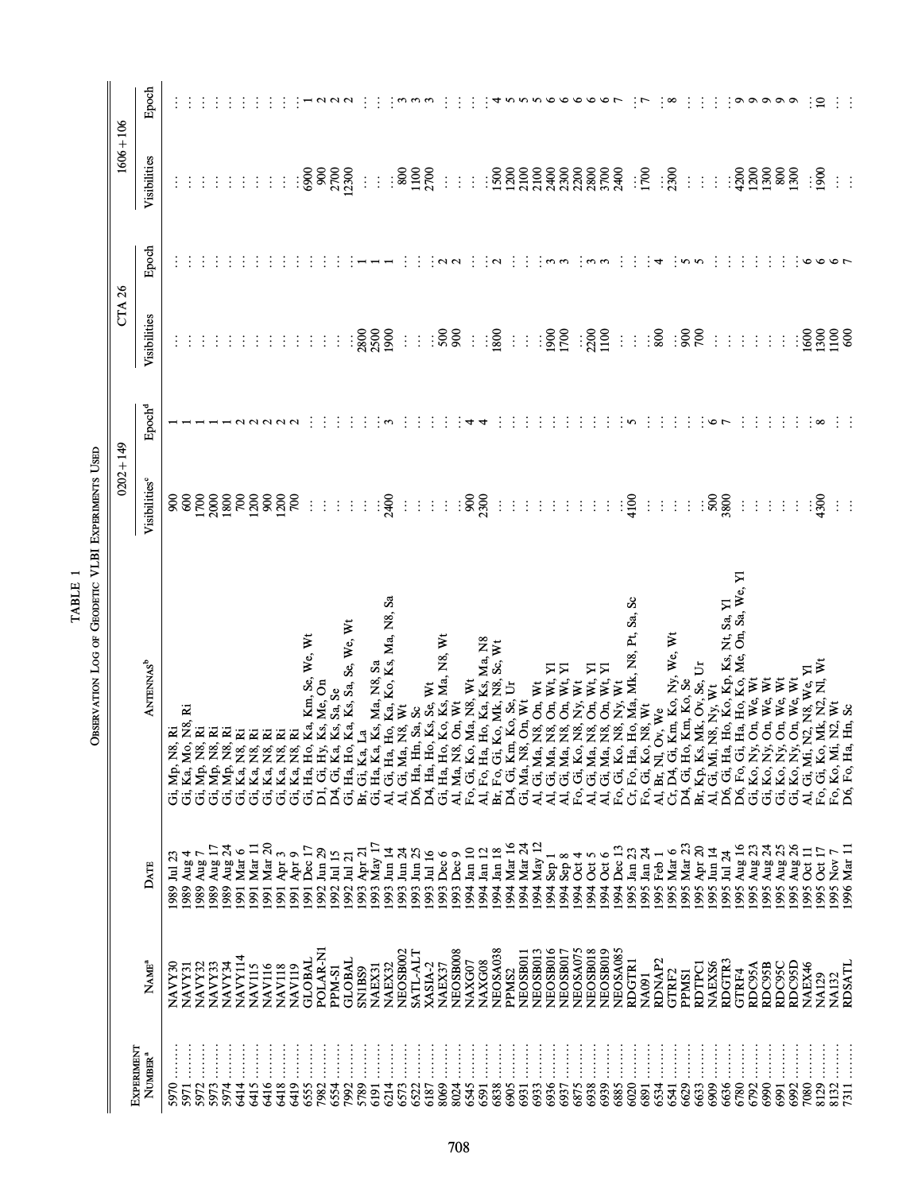TABLE 1

Observation Log of Geodetic VLBI Experiments Used

| Experiment Number[a] | Name[a] | Date | Antennas[b] | 0202+149 Visibilities[c] | 0202+149 Epoch[d] | CTA 26 Visibilities | CTA 26 Epoch | 1606+106 Visibilities | 1606+106 Epoch |
|---|---|---|---|---|---|---|---|---|---|
| 5970 | NAVY30 | 1989 Jul 23 | Gi, Mp, N8, Ri | 900 | 1 | ... | ... | ... | ... |
| 5971 | NAVY31 | 1989 Aug 4 | Gi, Ka, Mo, N8, Ri | 600 | 1 | ... | ... | ... | ... |
| 5972 | NAVY32 | 1989 Aug 7 | Gi, Mp, N8, Ri | 1700 | 1 | ... | ... | ... | ... |
| 5973 | NAVY33 | 1989 Aug 17 | Gi, Mp, N8, Ri | 2000 | 1 | ... | ... | ... | ... |
| 5974 | NAVY34 | 1989 Aug 24 | Gi, Mp, N8, Ri | 1800 | 1 | ... | ... | ... | ... |
| 6414 | NAVY114 | 1991 Mar 6 | Gi, Ka, N8, Ri | 700 | 2 | ... | ... | ... | ... |
| 6415 | NAV115 | 1991 Mar 11 | Gi, Ka, N8, Ri | 1200 | 2 | ... | ... | ... | ... |
| 6416 | NAV116 | 1991 Mar 20 | Gi, Ka, N8, Ri | 900 | 2 | ... | ... | ... | ... |
| 6418 | NAV118 | 1991 Apr 3 | Gi, Ka, N8, Ri | 1200 | 2 | ... | ... | ... | ... |
| 6419 | NAV119 | 1991 Apr 9 | Gi, Ka, N8, Ri | 700 | 2 | ... | ... | ... | ... |
| 6555 | GLOBAL | 1991 Dec 17 | Gi, Ha, Ho, Ka, Km, Se, We, Wt | ... | ... | ... | ... | 6900 | 1 |
| 7982 | POLAR-N1 | 1992 Jun 29 | D1, Gi, Hy, Ks, Me, On | ... | ... | ... | ... | 900 | 2 |
| 6554 | PPM-S1 | 1992 Jul 15 | D4, Gi, Ka, Ks, Sa, Se | ... | ... | ... | ... | 2700 | 2 |
| 7992 | GLOBAL | 1992 Jul 21 | Gi, Ha, Ho, Ka, Ks, Sa, Se, We, Wt | ... | ... | ... | ... | 12300 | 2 |
| 5789 | SN1BS9 | 1993 Apr 21 | Br, Gi, Ka, La | ... | ... | 2800 | 1 | ... | ... |
| 6191 | NAEX31 | 1993 May 17 | Gi, Ha, Ka, Ks, Ma, N8, Sa | ... | ... | 2500 | 1 | ... | ... |
| 6214 | NAEX32 | 1993 Jun 14 | Al, Gi, Ha, Ho, Ka, Ko, Ks, Ma, N8, Sa | 2400 | 3 | 1900 | 1 | ... | ... |
| 6573 | NEOSB002 | 1993 Jun 24 | Al, Gi, Ma, N8, Wt | ... | ... | ... | ... | 800 | 3 |
| 6522 | SATL-ALT | 1993 Jun 25 | D6, Ha, Hn, Sa, Sc | ... | ... | ... | ... | 1100 | 3 |
| 6187 | XASIA-2 | 1993 Jul 16 | D4, Ha, Ho, Ks, Se, Wt | ... | ... | ... | ... | 2700 | 3 |
| 8069 | NAEX37 | 1993 Dec 6 | Gi, Ha, Ho, Ko, Ks, Ma, N8, Wt | ... | ... | 500 | 2 | ... | ... |
| 8024 | NEOSB008 | 1993 Dec 9 | Al, Ma, N8, On, Wt | ... | ... | 900 | 2 | ... | ... |
| 6545 | NAXG07 | 1994 Jan 10 | Fo, Gi, Ko, Ma, N8, Wt | 900 | 4 | ... | ... | ... | ... |
| 6591 | NAXG08 | 1994 Jan 12 | Al, Fo, Ha, Ho, Ka, Ks, Ma, N8 | 2300 | 4 | ... | ... | ... | ... |
| 6838 | NEOSA038 | 1994 Jan 18 | Br, Fo, Gi, Ko, Mk, N8, Sc, Wt | ... | ... | 1800 | 2 | 1500 | 4 |
| 6905 | PPMS2 | 1994 Mar 16 | D4, Gi, Km, Ko, Se, Ur | ... | ... | ... | ... | 1200 | 5 |
| 6931 | NEOSB011 | 1994 Mar 24 | Gi, Ma, N8, On, Wt | ... | ... | ... | ... | 2100 | 5 |
| 6933 | NEOSB013 | 1994 May 12 | Al, Gi, Ma, N8, On, Wt | ... | ... | ... | ... | 2100 | 5 |
| 6936 | NEOSB016 | 1994 Sep 1 | Al, Gi, Ma, N8, On, Wt, Yl | ... | ... | 1900 | 3 | 2400 | 6 |
| 6937 | NEOSB017 | 1994 Sep 8 | Al, Gi, Ma, N8, On, Wt, Yl | ... | ... | 1700 | 3 | 2300 | 6 |
| 6875 | NEOSA075 | 1994 Oct 4 | Fo, Gi, Ko, N8, Ny, Wt | ... | ... | ... | ... | 2200 | 6 |
| 6938 | NEOSB018 | 1994 Oct 5 | Al, Gi, Ma, N8, On, Wt, Yl | ... | ... | 2200 | 3 | 2800 | 6 |
| 6939 | NEOSB019 | 1994 Oct 6 | Al, Gi, Ma, N8, On, Wt, Yl | ... | ... | 1100 | 3 | 3700 | 6 |
| 6885 | NEOSA085 | 1994 Dec 13 | Fo, Gi, Ko, N8, Ny, Wt | ... | ... | ... | ... | 2400 | 7 |
| 6020 | RDGTR1 | 1995 Jan 23 | Cr, Fo, Ha, Ho, Ma, Mk, N8, Pt, Sa, Sc | 4100 | 5 | ... | ... | ... | ... |
| 6891 | NA091 | 1995 Jan 24 | Fo, Gi, Ko, N8, Wt | ... | ... | ... | ... | 1700 | 7 |
| 6534 | RDNAP2 | 1995 Feb 1 | Al, Br, Nl, Ov, We | ... | ... | 800 | 4 | ... | ... |
| 6541 | GTRF2 | 1995 Mar 6 | Cr, D4, Gi, Km, Ko, Ny, We, Wt | ... | ... | ... | ... | 2300 | 8 |
| 6629 | PPMS1 | 1995 Mar 23 | D4, Gi, Ho, Km, Ko, Se | ... | ... | 900 | 5 | ... | ... |
| 6633 | RDTPC1 | 1995 Apr 20 | Br, Kp, Ks, Mk, Ov, Se, Ur | ... | ... | 700 | 5 | ... | ... |
| 6909 | NAEXS6 | 1995 Jun 14 | Al, Gi, Mi, N8, Ny, Wt | 500 | 6 | ... | ... | ... | ... |
| 6636 | RDGTR3 | 1995 Jul 24 | D6, Gi, Ha, Ho, Ko, Kp, Ks, Nt, Sa, Yl | 3800 | 7 | ... | ... | ... | ... |
| 6780 | GTRF4 | 1995 Aug 16 | D6, Fo, Gi, Ha, Ho, Ko, Me, On, Sa, We, Yl | ... | ... | ... | ... | 4200 | 9 |
| 6792 | RDC95A | 1995 Aug 23 | Gi, Ko, Ny, On, We, Wt | ... | ... | ... | ... | 1200 | 9 |
| 6990 | RDC95B | 1995 Aug 24 | Gi, Ko, Ny, On, We, Wt | ... | ... | ... | ... | 1300 | 9 |
| 6991 | RDC95C | 1995 Aug 25 | Gi, Ko, Ny, On, We, Wt | ... | ... | ... | ... | 800 | 9 |
| 6992 | RDC95D | 1995 Aug 26 | Gi, Ko, Ny, On, We, Wt | ... | ... | ... | ... | 1300 | 9 |
| 7080 | NAEX46 | 1995 Oct 11 | Al, Gi, Mi, N2, N8, We, Yl | ... | ... | 1600 | 6 | ... | ... |
| 8129 | NA129 | 1995 Oct 17 | Fo, Gi, Ko, Mk, N2, Nl, Wt | 4300 | 8 | 1300 | 6 | 1900 | 10 |
| 8132 | NA132 | 1995 Nov 7 | Fo, Ko, Mi, N2, Wt | ... | ... | 1100 | 6 | ... | ... |
| 7311 | RDSATL | 1996 Mar 11 | D6, Fo, Ha, Hn, Sc | ... | ... | 600 | 7 | ... | ... |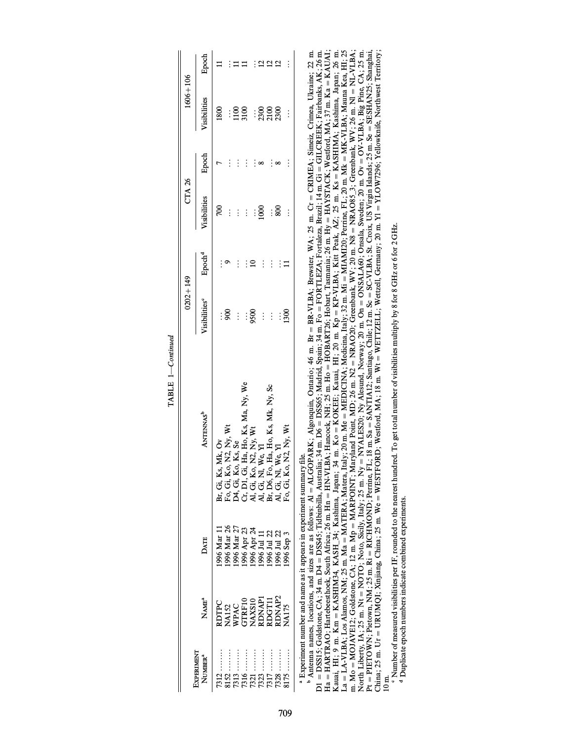TABLE 1—*Continued*

| Experiment Number[a] | Name[a] | Date | Antennas[b] | 0202+149 | | CTA 26 | | 1606+106 | |
|---|---|---|---|---|---|---|---|---|---|
| | | | | Visibilities[c] | Epoch[d] | Visibilities | Epoch | Visibilities | Epoch |
| 7312 ........ | RDTPC | 1996 Mar 11 | Br, Gi, Ks, Mk, Ov | ... | ... | 700 | 7 | 1800 | 11 |
| 8152 ........ | NA152 | 1996 Mar 26 | Fo, Gi, Ko, N2, Ny, Wt | 900 | 9 | ... | ... | ... | ... |
| 7313 ........ | WPAC | 1996 Mar 27 | D4, Gi, Ko, Ks, Se | ... | ... | ... | ... | 1100 | 11 |
| 7316 ........ | GTRF10 | 1996 Apr 23 | Cr, D1, Gi, Ha, Ho, Ks, Ma, Ny, We | ... | ... | ... | ... | 3100 | 11 |
| 7321 ........ | NAXS10 | 1996 Apr 24 | Al, Gi, Ko, N2, Ny, Wt | 9500 | 10 | ... | ... | ... | ... |
| 7323 ........ | RDNAP1 | 1996 Jul 11 | Al, Gi, Nl, We, Yl | ... | ... | 1000 | 8 | 2300 | 12 |
| 7317 ........ | RDGT11 | 1996 Jul 22 | Br, D6, Fo, Ha, Ho, Ks, Mk, Ny, Sc | ... | ... | ... | ... | 2100 | 12 |
| 7328 ........ | RDNAP2 | 1996 Jul 22 | Al, Gi, Nl, We, Yl | ... | ... | 800 | 8 | 2300 | 12 |
| 8175 ........ | NA175 | 1996 Sep 3 | Fo, Gi, Ko, N2, Ny, Wt | 1300 | 11 | ... | ... | ... | ... |

[a] Experiment number and name as it appears in experiment summary file.

[b] Antenna names, locations, and sizes are as follows: Al = ALGOPARK; Algonquin, Ontario; 46 m. Br = BR-VLBA; Brewster, WA; 25 m. Cr = CRIMEA; Simeiz, Crimea, Ukraine; 22 m. D1 = DSS15; Goldstone, CA; 34 m. D4 = DSS45; Tidbinbilla, Australia; 34 m. D6 = DSS65; Madrid, Spain; 34 m. Fo = FORTLEZA; Fortaleza, Brazil; 14 m. Gi = GILCREEK; Fairbanks, AK; 26 m. Ha = HARTRAO; Hartebeesthoek, South Africa; 26 m. Hn = HN-VLBA; Hancock, NH; 25 m. Ho = HOBART26; Hobart, Tasmania; 26 m. Hy = HAYSTACK; Westford, MA; 37 m. Ka = KAUAI; Kauai, HI; 9 m. Km = KASHIM34, KASH_34; Kashima, Japan; 34 m. Ko = KOKEE; Kauai, HI; 20 m. Kp = KP-VLBA; Kitt Peak, AZ; 25 m. Ks = KASHIMA; Kashima, Japan; 26 m. La = LA-VLBA; Los Alamos, NM; 25 m. Ma = MATERA; Matera, Italy; 20 m. Me = MEDICINA; Medicina, Italy; 32 m. Mi = MIAMI20; Perrine, FL; 20 m. Mk = MK-VLBA; Mauna Kea, HI; 25 m. Mo = MOJAVE12; Goldstone, CA; 12 m. Mp = MARPOINT; Maryland Point, MD; 26 m. N2 = NRAO20; Greenbank, WV; 20 m. N8 = NRAO85_3; Greenbank, WV; 26 m. Nl = NL-VLBA; North Liberty, IA; 25 m. Nt = NOTO; Noto, Sicily, Italy; 25 m. Ny = NYALES20; Ny Alesund, Norway; 20 m. On = ONSALA60; Onsala, Sweden; 20 m. Ov = OV-VLBA; Big Pine, CA; 25 m. Pt = PIETOWN; Pietown, NM; 25 m. Ri = RICHMOND; Perrine, FL; 18 m. Sa = SANTIA12; Santiago, Chile; 12 m. Sc = SC-VLBA; St. Croix, US Virgin Islands; 25 m. Se = SESHAN25; Shanghai, China; 25 m. Ur = URUMQI; Xinjiang, China; 25 m. We = WESTFORD; Westford, MA; 18 m. Wt = WETTZELL; Wettzell, Germany; 20 m. Yl = YLOW7296; Yellowknife, Northwest Territory; 10 m.

[c] Number of measured visibilities per IF, rounded to the nearest hundred. To get total number of visibilities multiply by 8 for 8 GHz or 6 for 2 GHz.

[d] Duplicate epoch numbers indicate combined experiments.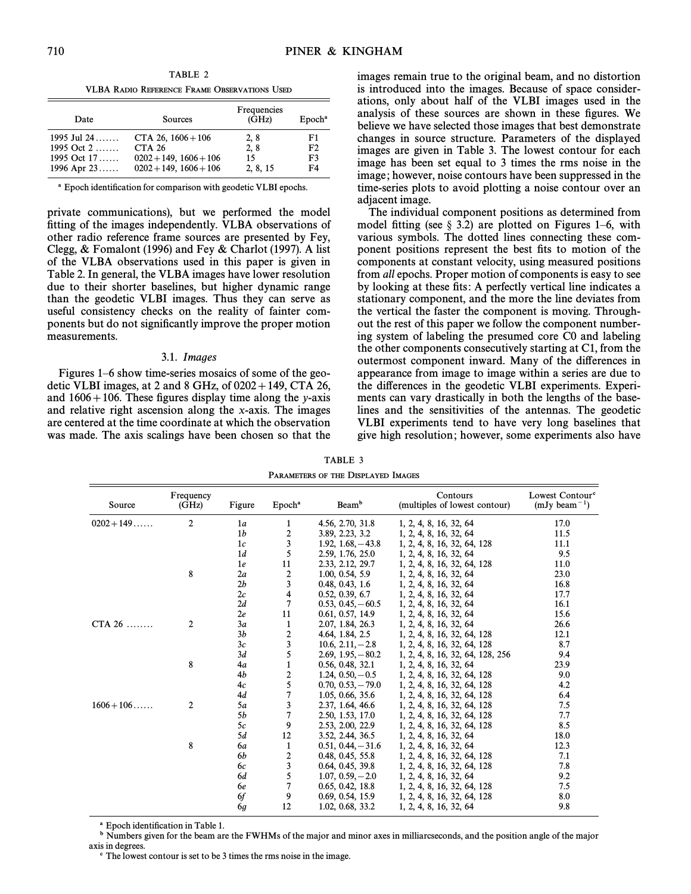TABLE 2

VLBA Radio Reference Frame Observations Used

| Date | Sources | Frequencies (GHz) | Epoch[a] |
|---|---|---|---|
| 1995 Jul 24 ....... | CTA 26, 1606+106 | 2, 8 | F1 |
| 1995 Oct 2 ....... | CTA 26 | 2, 8 | F2 |
| 1995 Oct 17 ...... | 0202+149, 1606+106 | 15 | F3 |
| 1996 Apr 23 ...... | 0202+149, 1606+106 | 2, 8, 15 | F4 |

[a] Epoch identification for comparison with geodetic VLBI epochs.

private communications), but we performed the model fitting of the images independently. VLBA observations of other radio reference frame sources are presented by Fey, Clegg, & Fomalont (1996) and Fey & Charlot (1997). A list of the VLBA observations used in this paper is given in Table 2. In general, the VLBA images have lower resolution due to their shorter baselines, but higher dynamic range than the geodetic VLBI images. Thus they can serve as useful consistency checks on the reality of fainter components but do not significantly improve the proper motion measurements.

### 3.1. *Images*

Figures 1–6 show time-series mosaics of some of the geodetic VLBI images, at 2 and 8 GHz, of 0202+149, CTA 26, and 1606+106. These figures display time along the *y*-axis and relative right ascension along the *x*-axis. The images are centered at the time coordinate at which the observation was made. The axis scalings have been chosen so that the images remain true to the original beam, and no distortion is introduced into the images. Because of space considerations, only about half of the VLBI images used in the analysis of these sources are shown in these figures. We believe we have selected those images that best demonstrate changes in source structure. Parameters of the displayed images are given in Table 3. The lowest contour for each image has been set equal to 3 times the rms noise in the image; however, noise contours have been suppressed in the time-series plots to avoid plotting a noise contour over an adjacent image.

The individual component positions as determined from model fitting (see § 3.2) are plotted on Figures 1–6, with various symbols. The dotted lines connecting these component positions represent the best fits to motion of the components at constant velocity, using measured positions from *all* epochs. Proper motion of components is easy to see by looking at these fits: A perfectly vertical line indicates a stationary component, and the more the line deviates from the vertical the faster the component is moving. Throughout the rest of this paper we follow the component numbering system of labeling the presumed core C0 and labeling the other components consecutively starting at C1, from the outermost component inward. Many of the differences in appearance from image to image within a series are due to the differences in the geodetic VLBI experiments. Experiments can vary drastically in both the lengths of the baselines and the sensitivities of the antennas. The geodetic VLBI experiments tend to have very long baselines that give high resolution; however, some experiments also have

TABLE 3

Parameters of the Displayed Images

| Source | Frequency (GHz) | Figure | Epoch[a] | Beam[b] | Contours (multiples of lowest contour) | Lowest Contour[c] (mJy beam$^{-1}$) |
|---|---|---|---|---|---|---|
| 0202+149...... | 2 | 1*a* | 1 | 4.56, 2.70, 31.8 | 1, 2, 4, 8, 16, 32, 64 | 17.0 |
| | | 1*b* | 2 | 3.89, 2.23, 3.2 | 1, 2, 4, 8, 16, 32, 64 | 11.5 |
| | | 1*c* | 3 | 1.92, 1.68, −43.8 | 1, 2, 4, 8, 16, 32, 64, 128 | 11.1 |
| | | 1*d* | 5 | 2.59, 1.76, 25.0 | 1, 2, 4, 8, 16, 32, 64 | 9.5 |
| | | 1*e* | 11 | 2.33, 2.12, 29.7 | 1, 2, 4, 8, 16, 32, 64, 128 | 11.0 |
| | 8 | 2*a* | 2 | 1.00, 0.54, 5.9 | 1, 2, 4, 8, 16, 32, 64 | 23.0 |
| | | 2*b* | 3 | 0.48, 0.43, 1.6 | 1, 2, 4, 8, 16, 32, 64 | 16.8 |
| | | 2*c* | 4 | 0.52, 0.39, 6.7 | 1, 2, 4, 8, 16, 32, 64 | 17.7 |
| | | 2*d* | 7 | 0.53, 0.45, −60.5 | 1, 2, 4, 8, 16, 32, 64 | 16.1 |
| | | 2*e* | 11 | 0.61, 0.57, 14.9 | 1, 2, 4, 8, 16, 32, 64 | 15.6 |
| CTA 26 ........ | 2 | 3*a* | 1 | 2.07, 1.84, 26.3 | 1, 2, 4, 8, 16, 32, 64 | 26.6 |
| | | 3*b* | 2 | 4.64, 1.84, 2.5 | 1, 2, 4, 8, 16, 32, 64, 128 | 12.1 |
| | | 3*c* | 3 | 10.6, 2.11, −2.8 | 1, 2, 4, 8, 16, 32, 64, 128 | 8.7 |
| | | 3*d* | 5 | 2.69, 1.95, −80.2 | 1, 2, 4, 8, 16, 32, 64, 128, 256 | 9.4 |
| | 8 | 4*a* | 1 | 0.56, 0.48, 32.1 | 1, 2, 4, 8, 16, 32, 64 | 23.9 |
| | | 4*b* | 2 | 1.24, 0.50, −0.5 | 1, 2, 4, 8, 16, 32, 64, 128 | 9.0 |
| | | 4*c* | 5 | 0.70, 0.53, −79.0 | 1, 2, 4, 8, 16, 32, 64, 128 | 4.2 |
| | | 4*d* | 7 | 1.05, 0.66, 35.6 | 1, 2, 4, 8, 16, 32, 64, 128 | 6.4 |
| 1606+106...... | 2 | 5*a* | 3 | 2.37, 1.64, 46.6 | 1, 2, 4, 8, 16, 32, 64, 128 | 7.5 |
| | | 5*b* | 7 | 2.50, 1.53, 17.0 | 1, 2, 4, 8, 16, 32, 64, 128 | 7.7 |
| | | 5*c* | 9 | 2.53, 2.00, 22.9 | 1, 2, 4, 8, 16, 32, 64, 128 | 8.5 |
| | | 5*d* | 12 | 3.52, 2.44, 36.5 | 1, 2, 4, 8, 16, 32, 64 | 18.0 |
| | 8 | 6*a* | 1 | 0.51, 0.44, −31.6 | 1, 2, 4, 8, 16, 32, 64 | 12.3 |
| | | 6*b* | 2 | 0.48, 0.45, 55.8 | 1, 2, 4, 8, 16, 32, 64, 128 | 7.1 |
| | | 6*c* | 3 | 0.64, 0.45, 39.8 | 1, 2, 4, 8, 16, 32, 64, 128 | 7.8 |
| | | 6*d* | 5 | 1.07, 0.59, −2.0 | 1, 2, 4, 8, 16, 32, 64 | 9.2 |
| | | 6*e* | 7 | 0.65, 0.42, 18.8 | 1, 2, 4, 8, 16, 32, 64, 128 | 7.5 |
| | | 6*f* | 9 | 0.69, 0.54, 15.9 | 1, 2, 4, 8, 16, 32, 64, 128 | 8.0 |
| | | 6*g* | 12 | 1.02, 0.68, 33.2 | 1, 2, 4, 8, 16, 32, 64 | 9.8 |

[a] Epoch identification in Table 1.

[b] Numbers given for the beam are the FWHMs of the major and minor axes in milliarcseconds, and the position angle of the major axis in degrees.

[c] The lowest contour is set to be 3 times the rms noise in the image.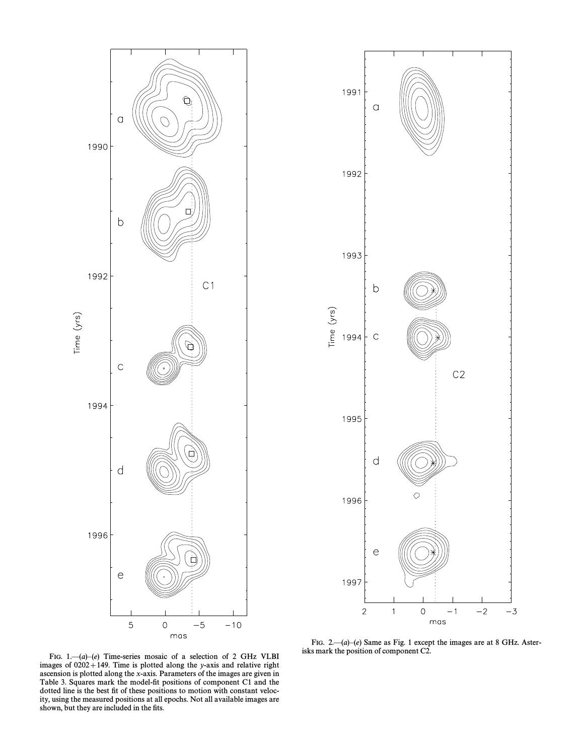FIG. 1.—(*a*)–(*e*) Time-series mosaic of a selection of 2 GHz VLBI images of 0202+149. Time is plotted along the *y*-axis and relative right ascension is plotted along the *x*-axis. Parameters of the images are given in Table 3. Squares mark the model-fit positions of component C1 and the dotted line is the best fit of these positions to motion with constant velocity, using the measured positions at all epochs. Not all available images are shown, but they are included in the fits.

FIG. 2.—(*a*)–(*e*) Same as Fig. 1 except the images are at 8 GHz. Asterisks mark the position of component C2.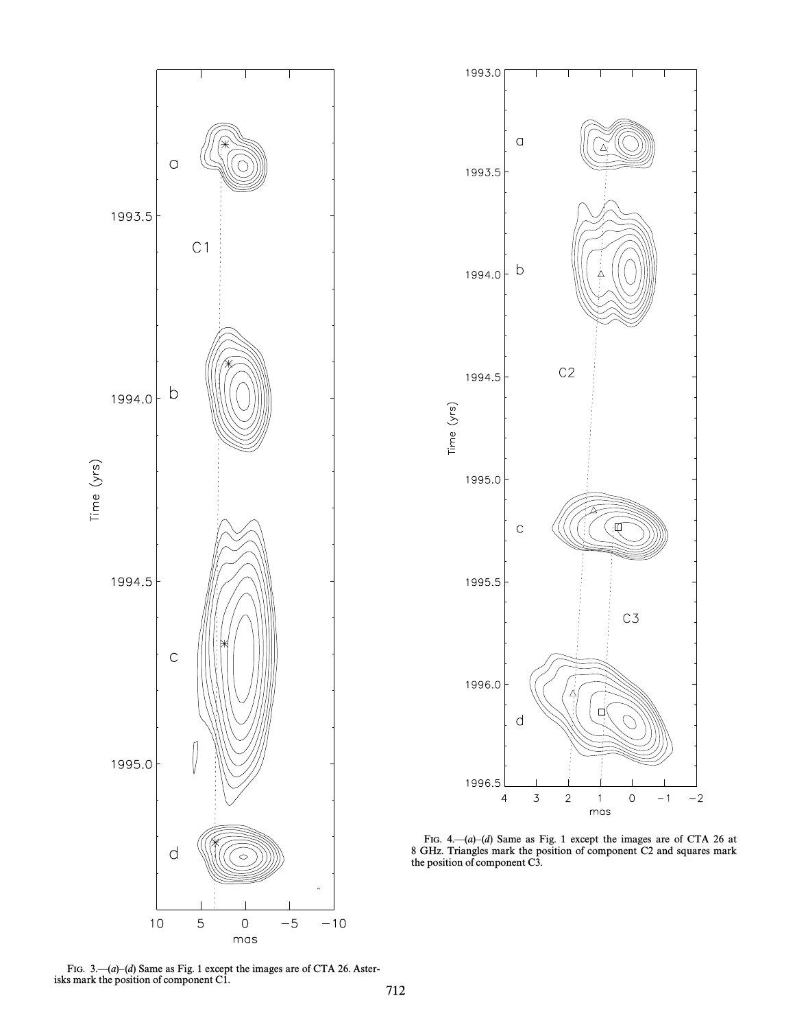FIG. 3.—(*a*)–(*d*) Same as Fig. 1 except the images are of CTA 26. Asterisks mark the position of component C1.

FIG. 4.—(*a*)–(*d*) Same as Fig. 1 except the images are of CTA 26 at 8 GHz. Triangles mark the position of component C2 and squares mark the position of component C3.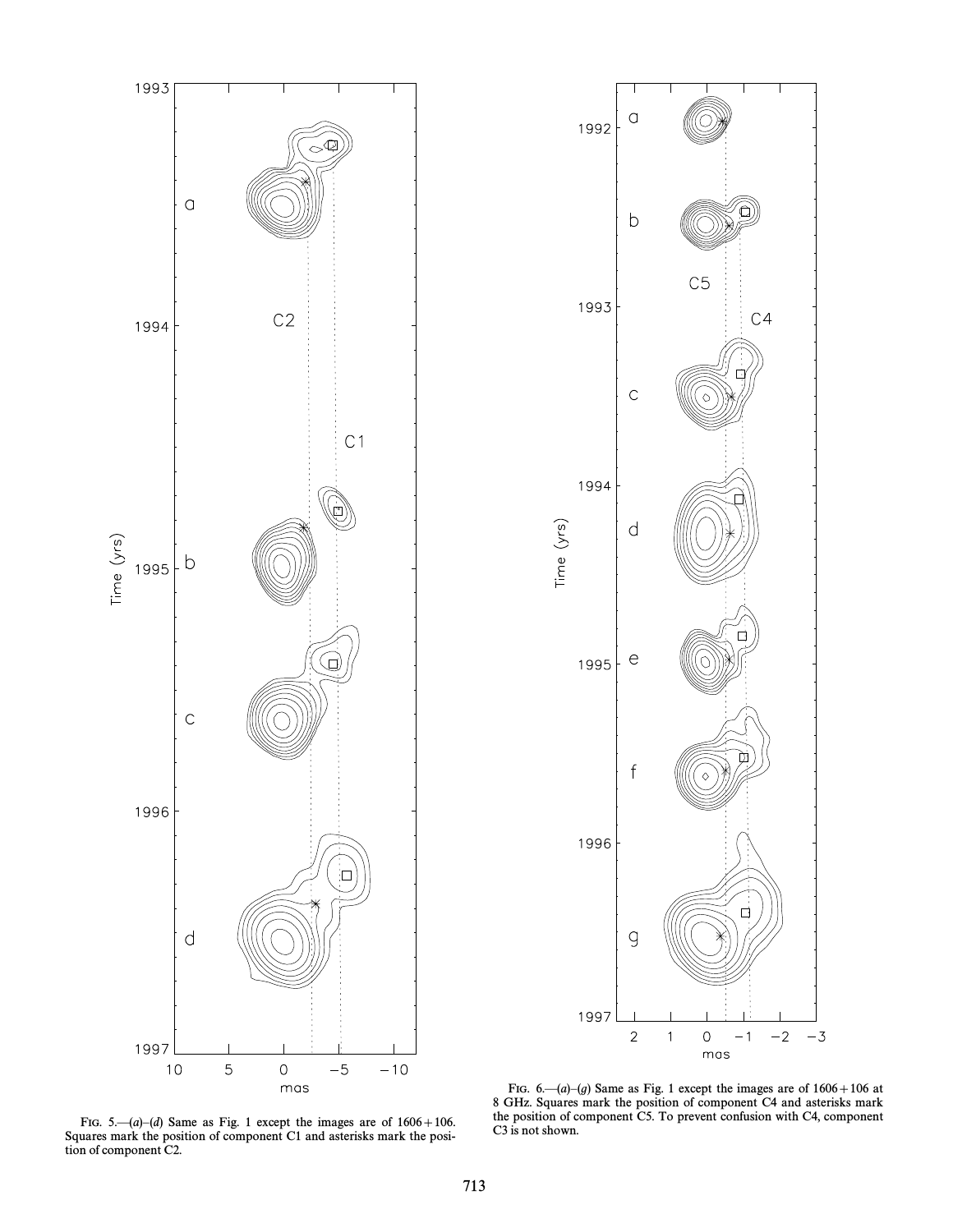FIG. 5.—(a)–(d) Same as Fig. 1 except the images are of 1606+106. Squares mark the position of component C1 and asterisks mark the position of component C2.

FIG. 6.—(a)–(g) Same as Fig. 1 except the images are of 1606+106 at 8 GHz. Squares mark the position of component C4 and asterisks mark the position of component C5. To prevent confusion with C4, component C3 is not shown.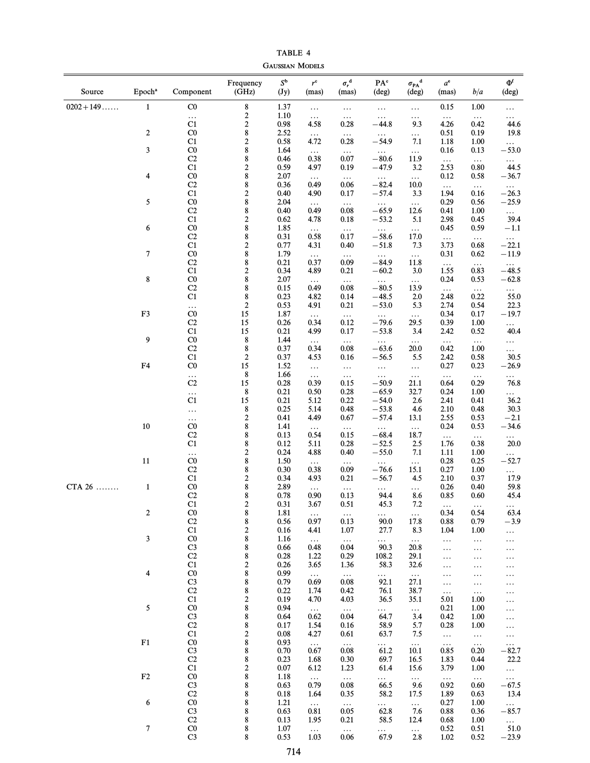TABLE 4

GAUSSIAN MODELS

| Source | Epoch[a] | Component | Frequency (GHz) | $S$[b] (Jy) | $r$[c] (mas) | $\sigma_r$[d] (mas) | PA[c] (deg) | $\sigma_{PA}$[d] (deg) | $a$[e] (mas) | $b/a$ | $\Phi$[f] (deg) |
|---|---|---|---|---|---|---|---|---|---|---|---|
| 0202+149...... | 1 | C0 | 8 | 1.37 | ... | ... | ... | ... | 0.15 | 1.00 | ... |
| | | ... | 2 | 1.10 | ... | ... | ... | ... | ... | ... | ... |
| | | C1 | 2 | 0.98 | 4.58 | 0.28 | −44.8 | 9.3 | 4.26 | 0.42 | 44.6 |
| | 2 | C0 | 8 | 2.52 | ... | ... | ... | ... | 0.51 | 0.19 | 19.8 |
| | | C1 | 2 | 0.58 | 4.72 | 0.28 | −54.9 | 7.1 | 1.18 | 1.00 | ... |
| | 3 | C0 | 8 | 1.64 | ... | ... | ... | ... | 0.16 | 0.13 | −53.0 |
| | | C2 | 8 | 0.46 | 0.38 | 0.07 | −80.6 | 11.9 | ... | ... | ... |
| | | C1 | 2 | 0.59 | 4.97 | 0.19 | −47.9 | 3.2 | 2.53 | 0.80 | 44.5 |
| | 4 | C0 | 8 | 2.07 | ... | ... | ... | ... | 0.12 | 0.58 | −36.7 |
| | | C2 | 8 | 0.36 | 0.49 | 0.06 | −82.4 | 10.0 | ... | ... | ... |
| | | C1 | 2 | 0.40 | 4.90 | 0.17 | −57.4 | 3.3 | 1.94 | 0.16 | −26.3 |
| | 5 | C0 | 8 | 2.04 | ... | ... | ... | ... | 0.29 | 0.56 | −25.9 |
| | | C2 | 8 | 0.40 | 0.49 | 0.08 | −65.9 | 12.6 | 0.41 | 1.00 | ... |
| | | C1 | 2 | 0.62 | 4.78 | 0.18 | −53.2 | 5.1 | 2.98 | 0.45 | 39.4 |
| | 6 | C0 | 8 | 1.85 | ... | ... | ... | ... | 0.45 | 0.59 | −1.1 |
| | | C2 | 8 | 0.31 | 0.58 | 0.17 | −58.6 | 17.0 | ... | ... | ... |
| | | C1 | 2 | 0.77 | 4.31 | 0.40 | −51.8 | 7.3 | 3.73 | 0.68 | −22.1 |
| | 7 | C0 | 8 | 1.79 | ... | ... | ... | ... | 0.31 | 0.62 | −11.9 |
| | | C2 | 8 | 0.21 | 0.37 | 0.09 | −84.9 | 11.8 | ... | ... | ... |
| | | C1 | 2 | 0.34 | 4.89 | 0.21 | −60.2 | 3.0 | 1.55 | 0.83 | −48.5 |
| | 8 | C0 | 8 | 2.07 | ... | ... | ... | ... | 0.24 | 0.53 | −62.8 |
| | | C2 | 8 | 0.15 | 0.49 | 0.08 | −80.5 | 13.9 | ... | ... | ... |
| | | C1 | 8 | 0.23 | 4.82 | 0.14 | −48.5 | 2.0 | 2.48 | 0.22 | 55.0 |
| | | ... | 2 | 0.53 | 4.91 | 0.21 | −53.0 | 5.3 | 2.74 | 0.54 | 22.3 |
| | F3 | C0 | 15 | 1.87 | ... | ... | ... | ... | 0.34 | 0.17 | −19.7 |
| | | C2 | 15 | 0.26 | 0.34 | 0.12 | −79.6 | 29.5 | 0.39 | 1.00 | ... |
| | | C1 | 15 | 0.21 | 4.99 | 0.17 | −53.8 | 3.4 | 2.42 | 0.52 | 40.4 |
| | 9 | C0 | 8 | 1.44 | ... | ... | ... | ... | ... | ... | ... |
| | | C2 | 8 | 0.37 | 0.34 | 0.08 | −63.6 | 20.0 | 0.42 | 1.00 | ... |
| | | C1 | 2 | 0.37 | 4.53 | 0.16 | −56.5 | 5.5 | 2.42 | 0.58 | 30.5 |
| | F4 | C0 | 15 | 1.52 | ... | ... | ... | ... | 0.27 | 0.23 | −26.9 |
| | | ... | 8 | 1.66 | ... | ... | ... | ... | ... | ... | ... |
| | | C2 | 15 | 0.28 | 0.39 | 0.15 | −50.9 | 21.1 | 0.64 | 0.29 | 76.8 |
| | | ... | 8 | 0.21 | 0.50 | 0.28 | −65.9 | 32.7 | 0.24 | 1.00 | ... |
| | | C1 | 15 | 0.21 | 5.12 | 0.22 | −54.0 | 2.6 | 2.41 | 0.41 | 36.2 |
| | | ... | 8 | 0.25 | 5.14 | 0.48 | −53.8 | 4.6 | 2.10 | 0.48 | 30.3 |
| | | ... | 2 | 0.41 | 4.49 | 0.67 | −57.4 | 13.1 | 2.55 | 0.53 | −2.1 |
| | 10 | C0 | 8 | 1.41 | ... | ... | ... | ... | 0.24 | 0.53 | −34.6 |
| | | C2 | 8 | 0.13 | 0.54 | 0.15 | −68.4 | 18.7 | ... | ... | ... |
| | | C1 | 8 | 0.12 | 5.11 | 0.28 | −52.5 | 2.5 | 1.76 | 0.38 | 20.0 |
| | | ... | 2 | 0.24 | 4.88 | 0.40 | −55.0 | 7.1 | 1.11 | 1.00 | ... |
| | 11 | C0 | 8 | 1.50 | ... | ... | ... | ... | 0.28 | 0.25 | −52.7 |
| | | C2 | 8 | 0.30 | 0.38 | 0.09 | −76.6 | 15.1 | 0.27 | 1.00 | ... |
| | | C1 | 2 | 0.34 | 4.93 | 0.21 | −56.7 | 4.5 | 2.10 | 0.37 | 17.9 |
| CTA 26 ........ | 1 | C0 | 8 | 2.89 | ... | ... | ... | ... | 0.26 | 0.40 | 59.8 |
| | | C2 | 8 | 0.78 | 0.90 | 0.13 | 94.4 | 8.6 | 0.85 | 0.60 | 45.4 |
| | | C1 | 2 | 0.31 | 3.67 | 0.51 | 45.3 | 7.2 | ... | ... | ... |
| | 2 | C0 | 8 | 1.81 | ... | ... | ... | ... | 0.34 | 0.54 | 63.4 |
| | | C2 | 8 | 0.56 | 0.97 | 0.13 | 90.0 | 17.8 | 0.88 | 0.79 | −3.9 |
| | | C1 | 2 | 0.16 | 4.41 | 1.07 | 27.7 | 8.3 | 1.04 | 1.00 | ... |
| | 3 | C0 | 8 | 1.16 | ... | ... | ... | ... | ... | ... | ... |
| | | C3 | 8 | 0.66 | 0.48 | 0.04 | 90.3 | 20.8 | ... | ... | ... |
| | | C2 | 8 | 0.28 | 1.22 | 0.29 | 108.2 | 29.1 | ... | ... | ... |
| | | C1 | 2 | 0.26 | 3.65 | 1.36 | 58.3 | 32.6 | ... | ... | ... |
| | 4 | C0 | 8 | 0.99 | ... | ... | ... | ... | ... | ... | ... |
| | | C3 | 8 | 0.79 | 0.69 | 0.08 | 92.1 | 27.1 | ... | ... | ... |
| | | C2 | 8 | 0.22 | 1.74 | 0.42 | 76.1 | 38.7 | ... | ... | ... |
| | | C1 | 2 | 0.19 | 4.70 | 4.03 | 36.5 | 35.1 | 5.01 | 1.00 | ... |
| | 5 | C0 | 8 | 0.94 | ... | ... | ... | ... | 0.21 | 1.00 | ... |
| | | C3 | 8 | 0.64 | 0.62 | 0.04 | 64.7 | 3.4 | 0.42 | 1.00 | ... |
| | | C2 | 8 | 0.17 | 1.54 | 0.16 | 58.9 | 5.7 | 0.28 | 1.00 | ... |
| | | C1 | 2 | 0.08 | 4.27 | 0.61 | 63.7 | 7.5 | ... | ... | ... |
| | F1 | C0 | 8 | 0.93 | ... | ... | ... | ... | ... | ... | ... |
| | | C3 | 8 | 0.70 | 0.67 | 0.08 | 61.2 | 10.1 | 0.85 | 0.20 | −82.7 |
| | | C2 | 8 | 0.23 | 1.68 | 0.30 | 69.7 | 16.5 | 1.83 | 0.44 | 22.2 |
| | | C1 | 2 | 0.07 | 6.12 | 1.23 | 61.4 | 15.6 | 3.79 | 1.00 | ... |
| | F2 | C0 | 8 | 1.18 | ... | ... | ... | ... | ... | ... | ... |
| | | C3 | 8 | 0.63 | 0.79 | 0.08 | 66.5 | 9.6 | 0.92 | 0.60 | −67.5 |
| | | C2 | 8 | 0.18 | 1.64 | 0.35 | 58.2 | 17.5 | 1.89 | 0.63 | 13.4 |
| | 6 | C0 | 8 | 1.21 | ... | ... | ... | ... | 0.27 | 1.00 | ... |
| | | C3 | 8 | 0.63 | 0.81 | 0.05 | 62.8 | 7.6 | 0.88 | 0.36 | −85.7 |
| | | C2 | 8 | 0.13 | 1.95 | 0.21 | 58.5 | 12.4 | 0.68 | 1.00 | ... |
| | 7 | C0 | 8 | 1.07 | ... | ... | ... | ... | 0.52 | 0.51 | 51.0 |
| | | C3 | 8 | 0.53 | 1.03 | 0.06 | 67.9 | 2.8 | 1.02 | 0.52 | −23.9 |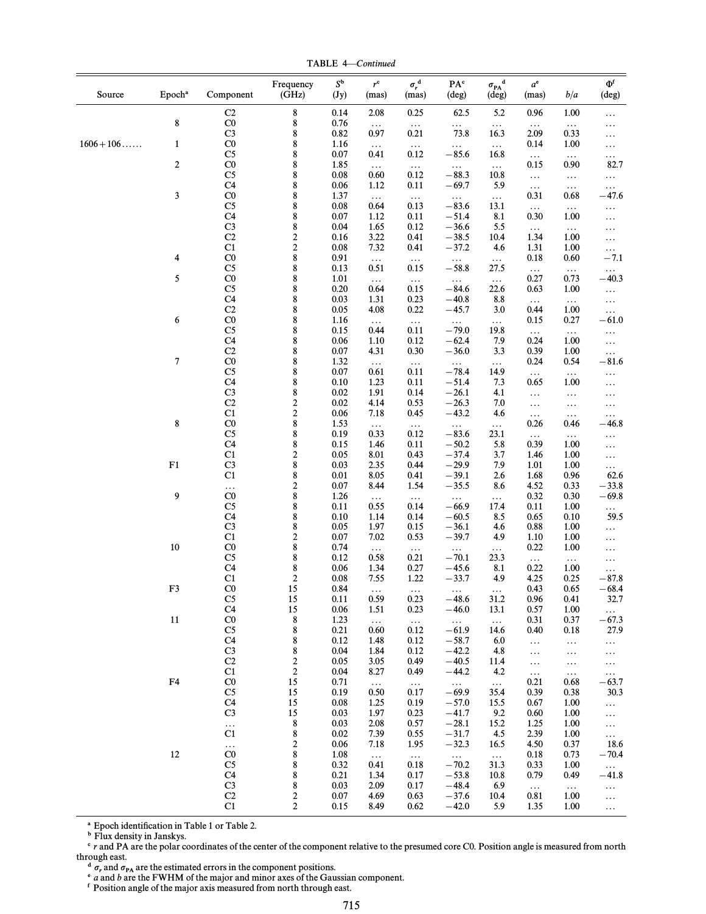TABLE 4—*Continued*

| Source | Epoch[a] | Component | Frequency (GHz) | S[b] (Jy) | r[c] (mas) | $\sigma_r$[d] (mas) | PA[c] (deg) | $\sigma_{PA}$[d] (deg) | a[e] (mas) | b/a | Φ[f] (deg) |
|---|---|---|---|---|---|---|---|---|---|---|---|
| | | C2 | 8 | 0.14 | 2.08 | 0.25 | 62.5 | 5.2 | 0.96 | 1.00 | ... |
| | 8 | C0 | 8 | 0.76 | ... | ... | ... | ... | ... | ... | ... |
| | | C3 | 8 | 0.82 | 0.97 | 0.21 | 73.8 | 16.3 | 2.09 | 0.33 | ... |
| 1606+106...... | 1 | C0 | 8 | 1.16 | ... | ... | ... | ... | 0.14 | 1.00 | ... |
| | | C5 | 8 | 0.07 | 0.41 | 0.12 | −85.6 | 16.8 | ... | ... | ... |
| | 2 | C0 | 8 | 1.85 | ... | ... | ... | ... | 0.15 | 0.90 | 82.7 |
| | | C5 | 8 | 0.08 | 0.60 | 0.12 | −88.3 | 10.8 | ... | ... | ... |
| | | C4 | 8 | 0.06 | 1.12 | 0.11 | −69.7 | 5.9 | ... | ... | ... |
| | 3 | C0 | 8 | 1.37 | ... | ... | ... | ... | 0.31 | 0.68 | −47.6 |
| | | C5 | 8 | 0.08 | 0.64 | 0.13 | −83.6 | 13.1 | ... | ... | ... |
| | | C4 | 8 | 0.07 | 1.12 | 0.11 | −51.4 | 8.1 | 0.30 | 1.00 | ... |
| | | C3 | 8 | 0.04 | 1.65 | 0.12 | −36.6 | 5.5 | ... | ... | ... |
| | | C2 | 2 | 0.16 | 3.22 | 0.41 | −38.5 | 10.4 | 1.34 | 1.00 | ... |
| | | C1 | 2 | 0.08 | 7.32 | 0.41 | −37.2 | 4.6 | 1.31 | 1.00 | ... |
| | 4 | C0 | 8 | 0.91 | ... | ... | ... | ... | 0.18 | 0.60 | −7.1 |
| | | C5 | 8 | 0.13 | 0.51 | 0.15 | −58.8 | 27.5 | ... | ... | ... |
| | 5 | C0 | 8 | 1.01 | ... | ... | ... | ... | 0.27 | 0.73 | −40.3 |
| | | C5 | 8 | 0.20 | 0.64 | 0.15 | −84.6 | 22.6 | 0.63 | 1.00 | ... |
| | | C4 | 8 | 0.03 | 1.31 | 0.23 | −40.8 | 8.8 | ... | ... | ... |
| | | C2 | 8 | 0.05 | 4.08 | 0.22 | −45.7 | 3.0 | 0.44 | 1.00 | ... |
| | 6 | C0 | 8 | 1.16 | ... | ... | ... | ... | 0.15 | 0.27 | −61.0 |
| | | C5 | 8 | 0.15 | 0.44 | 0.11 | −79.0 | 19.8 | ... | ... | ... |
| | | C4 | 8 | 0.06 | 1.10 | 0.12 | −62.4 | 7.9 | 0.24 | 1.00 | ... |
| | | C2 | 8 | 0.07 | 4.31 | 0.30 | −36.0 | 3.3 | 0.39 | 1.00 | ... |
| | 7 | C0 | 8 | 1.32 | ... | ... | ... | ... | 0.24 | 0.54 | −81.6 |
| | | C5 | 8 | 0.07 | 0.61 | 0.11 | −78.4 | 14.9 | ... | ... | ... |
| | | C4 | 8 | 0.10 | 1.23 | 0.11 | −51.4 | 7.3 | 0.65 | 1.00 | ... |
| | | C3 | 8 | 0.02 | 1.91 | 0.14 | −26.1 | 4.1 | ... | ... | ... |
| | | C2 | 2 | 0.02 | 4.14 | 0.53 | −26.3 | 7.0 | ... | ... | ... |
| | | C1 | 2 | 0.06 | 7.18 | 0.45 | −43.2 | 4.6 | ... | ... | ... |
| | 8 | C0 | 8 | 1.53 | ... | ... | ... | ... | 0.26 | 0.46 | −46.8 |
| | | C5 | 8 | 0.19 | 0.33 | 0.12 | −83.6 | 23.1 | ... | ... | ... |
| | | C4 | 8 | 0.15 | 1.46 | 0.11 | −50.2 | 5.8 | 0.39 | 1.00 | ... |
| | | C1 | 2 | 0.05 | 8.01 | 0.43 | −37.4 | 3.7 | 1.46 | 1.00 | ... |
| | F1 | C3 | 8 | 0.03 | 2.35 | 0.44 | −29.9 | 7.9 | 1.01 | 1.00 | ... |
| | | C1 | 8 | 0.01 | 8.05 | 0.41 | −39.1 | 2.6 | 1.68 | 0.96 | 62.6 |
| | | ... | 2 | 0.07 | 8.44 | 1.54 | −35.5 | 8.6 | 4.52 | 0.33 | −33.8 |
| | 9 | C0 | 8 | 1.26 | ... | ... | ... | ... | 0.32 | 0.30 | −69.8 |
| | | C5 | 8 | 0.11 | 0.55 | 0.14 | −66.9 | 17.4 | 0.11 | 1.00 | ... |
| | | C4 | 8 | 0.10 | 1.14 | 0.14 | −60.5 | 8.5 | 0.65 | 0.10 | 59.5 |
| | | C3 | 8 | 0.05 | 1.97 | 0.15 | −36.1 | 4.6 | 0.88 | 1.00 | ... |
| | | C1 | 2 | 0.07 | 7.02 | 0.53 | −39.7 | 4.9 | 1.10 | 1.00 | ... |
| | 10 | C0 | 8 | 0.74 | ... | ... | ... | ... | 0.22 | 1.00 | ... |
| | | C5 | 8 | 0.12 | 0.58 | 0.21 | −70.1 | 23.3 | ... | ... | ... |
| | | C4 | 8 | 0.06 | 1.34 | 0.27 | −45.6 | 8.1 | 0.22 | 1.00 | ... |
| | | C1 | 2 | 0.08 | 7.55 | 1.22 | −33.7 | 4.9 | 4.25 | 0.25 | −87.8 |
| | F3 | C0 | 15 | 0.84 | ... | ... | ... | ... | 0.43 | 0.65 | −68.4 |
| | | C5 | 15 | 0.11 | 0.59 | 0.23 | −48.6 | 31.2 | 0.96 | 0.41 | 32.7 |
| | | C4 | 15 | 0.06 | 1.51 | 0.23 | −46.0 | 13.1 | 0.57 | 1.00 | ... |
| | 11 | C0 | 8 | 1.23 | ... | ... | ... | ... | 0.31 | 0.37 | −67.3 |
| | | C5 | 8 | 0.21 | 0.60 | 0.12 | −61.9 | 14.6 | 0.40 | 0.18 | 27.9 |
| | | C4 | 8 | 0.12 | 1.48 | 0.12 | −58.7 | 6.0 | ... | ... | ... |
| | | C3 | 8 | 0.04 | 1.84 | 0.12 | −42.2 | 4.8 | ... | ... | ... |
| | | C2 | 2 | 0.05 | 3.05 | 0.49 | −40.5 | 11.4 | ... | ... | ... |
| | | C1 | 2 | 0.04 | 8.27 | 0.49 | −44.2 | 4.2 | ... | ... | ... |
| | F4 | C0 | 15 | 0.71 | ... | ... | ... | ... | 0.21 | 0.68 | −63.7 |
| | | C5 | 15 | 0.19 | 0.50 | 0.17 | −69.9 | 35.4 | 0.39 | 0.38 | 30.3 |
| | | C4 | 15 | 0.08 | 1.25 | 0.19 | −57.0 | 15.5 | 0.67 | 1.00 | ... |
| | | C3 | 15 | 0.03 | 1.97 | 0.23 | −41.7 | 9.2 | 0.60 | 1.00 | ... |
| | | ... | 8 | 0.03 | 2.08 | 0.57 | −28.1 | 15.2 | 1.25 | 1.00 | ... |
| | | C1 | 8 | 0.02 | 7.39 | 0.55 | −31.7 | 4.5 | 2.39 | 1.00 | ... |
| | | ... | 2 | 0.06 | 7.18 | 1.95 | −32.3 | 16.5 | 4.50 | 0.37 | 18.6 |
| | 12 | C0 | 8 | 1.08 | ... | ... | ... | ... | 0.18 | 0.73 | −70.4 |
| | | C5 | 8 | 0.32 | 0.41 | 0.18 | −70.2 | 31.3 | 0.33 | 1.00 | ... |
| | | C4 | 8 | 0.21 | 1.34 | 0.17 | −53.8 | 10.8 | 0.79 | 0.49 | −41.8 |
| | | C3 | 8 | 0.03 | 2.09 | 0.17 | −48.4 | 6.9 | ... | ... | ... |
| | | C2 | 2 | 0.07 | 4.69 | 0.63 | −37.6 | 10.4 | 0.81 | 1.00 | ... |
| | | C1 | 2 | 0.15 | 8.49 | 0.62 | −42.0 | 5.9 | 1.35 | 1.00 | ... |

[a] Epoch identification in Table 1 or Table 2.

[b] Flux density in Janskys.

[c] $r$ and PA are the polar coordinates of the center of the component relative to the presumed core C0. Position angle is measured from north through east.

[d] $\sigma_r$ and $\sigma_{PA}$ are the estimated errors in the component positions.

[e] $a$ and $b$ are the FWHM of the major and minor axes of the Gaussian component.

[f] Position angle of the major axis measured from north through east.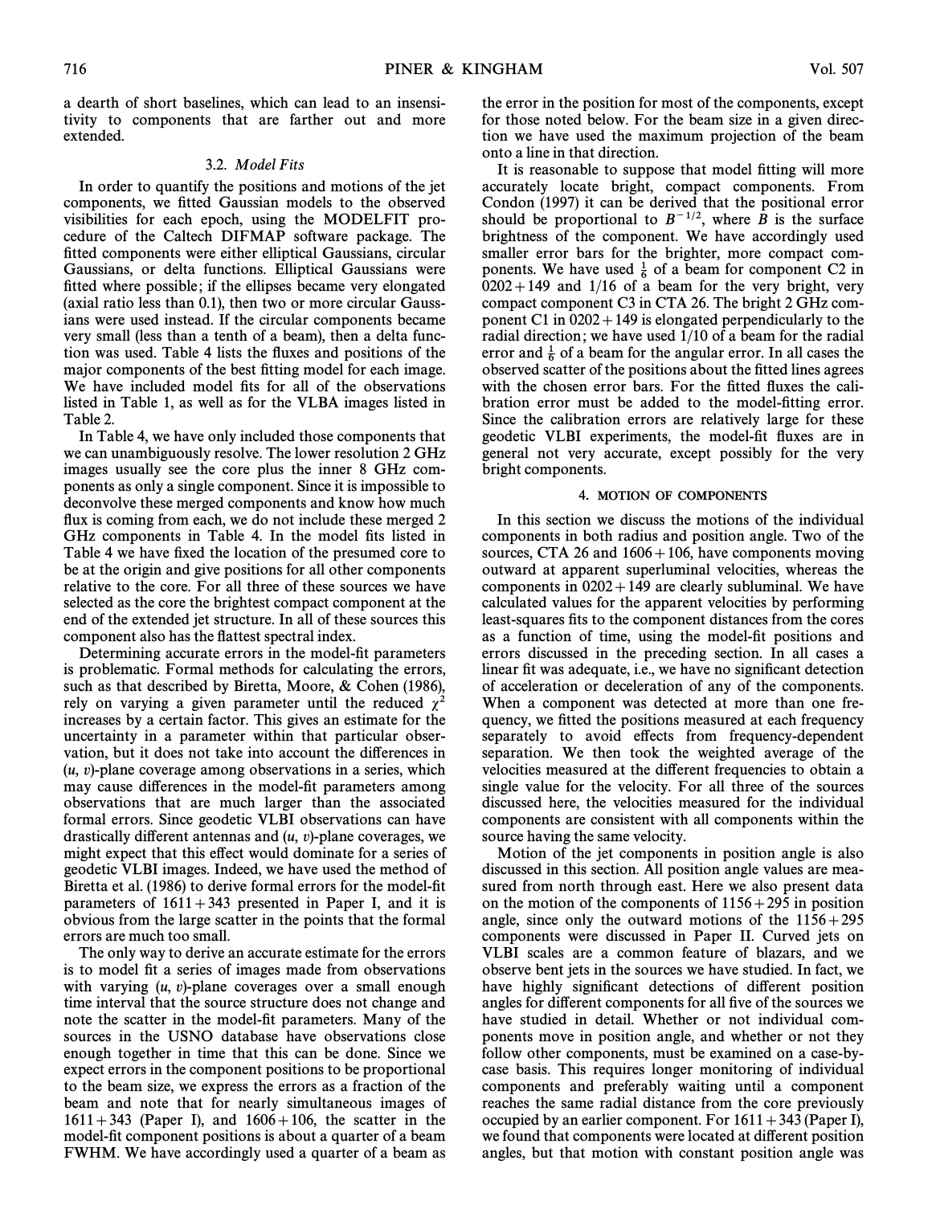a dearth of short baselines, which can lead to an insensitivity to components that are farther out and more extended.

### 3.2. *Model Fits*

In order to quantify the positions and motions of the jet components, we fitted Gaussian models to the observed visibilities for each epoch, using the MODELFIT procedure of the Caltech DIFMAP software package. The fitted components were either elliptical Gaussians, circular Gaussians, or delta functions. Elliptical Gaussians were fitted where possible; if the ellipses became very elongated (axial ratio less than 0.1), then two or more circular Gaussians were used instead. If the circular components became very small (less than a tenth of a beam), then a delta function was used. Table 4 lists the fluxes and positions of the major components of the best fitting model for each image. We have included model fits for all of the observations listed in Table 1, as well as for the VLBA images listed in Table 2.

In Table 4, we have only included those components that we can unambiguously resolve. The lower resolution 2 GHz images usually see the core plus the inner 8 GHz components as only a single component. Since it is impossible to deconvolve these merged components and know how much flux is coming from each, we do not include these merged 2 GHz components in Table 4. In the model fits listed in Table 4 we have fixed the location of the presumed core to be at the origin and give positions for all other components relative to the core. For all three of these sources we have selected as the core the brightest compact component at the end of the extended jet structure. In all of these sources this component also has the flattest spectral index.

Determining accurate errors in the model-fit parameters is problematic. Formal methods for calculating the errors, such as that described by Biretta, Moore, & Cohen (1986), rely on varying a given parameter until the reduced $\chi^2$ increases by a certain factor. This gives an estimate for the uncertainty in a parameter within that particular observation, but it does not take into account the differences in ($u$, $v$)-plane coverage among observations in a series, which may cause differences in the model-fit parameters among observations that are much larger than the associated formal errors. Since geodetic VLBI observations can have drastically different antennas and ($u$, $v$)-plane coverages, we might expect that this effect would dominate for a series of geodetic VLBI images. Indeed, we have used the method of Biretta et al. (1986) to derive formal errors for the model-fit parameters of 1611+343 presented in Paper I, and it is obvious from the large scatter in the points that the formal errors are much too small.

The only way to derive an accurate estimate for the errors is to model fit a series of images made from observations with varying ($u$, $v$)-plane coverages over a small enough time interval that the source structure does not change and note the scatter in the model-fit parameters. Many of the sources in the USNO database have observations close enough together in time that this can be done. Since we expect errors in the component positions to be proportional to the beam size, we express the errors as a fraction of the beam and note that for nearly simultaneous images of 1611+343 (Paper I), and 1606+106, the scatter in the model-fit component positions is about a quarter of a beam FWHM. We have accordingly used a quarter of a beam as the error in the position for most of the components, except for those noted below. For the beam size in a given direction we have used the maximum projection of the beam onto a line in that direction.

It is reasonable to suppose that model fitting will more accurately locate bright, compact components. From Condon (1997) it can be derived that the positional error should be proportional to $B^{-1/2}$, where $B$ is the surface brightness of the component. We have accordingly used smaller error bars for the brighter, more compact components. We have used $\frac{1}{6}$ of a beam for component C2 in 0202+149 and 1/16 of a beam for the very bright, very compact component C3 in CTA 26. The bright 2 GHz component C1 in 0202+149 is elongated perpendicularly to the radial direction; we have used 1/10 of a beam for the radial error and $\frac{1}{6}$ of a beam for the angular error. In all cases the observed scatter of the positions about the fitted lines agrees with the chosen error bars. For the fitted fluxes the calibration error must be added to the model-fitting error. Since the calibration errors are relatively large for these geodetic VLBI experiments, the model-fit fluxes are in general not very accurate, except possibly for the very bright components.

## 4. MOTION OF COMPONENTS

In this section we discuss the motions of the individual components in both radius and position angle. Two of the sources, CTA 26 and 1606+106, have components moving outward at apparent superluminal velocities, whereas the components in 0202+149 are clearly subluminal. We have calculated values for the apparent velocities by performing least-squares fits to the component distances from the cores as a function of time, using the model-fit positions and errors discussed in the preceding section. In all cases a linear fit was adequate, i.e., we have no significant detection of acceleration or deceleration of any of the components. When a component was detected at more than one frequency, we fitted the positions measured at each frequency separately to avoid effects from frequency-dependent separation. We then took the weighted average of the velocities measured at the different frequencies to obtain a single value for the velocity. For all three of the sources discussed here, the velocities measured for the individual components are consistent with all components within the source having the same velocity.

Motion of the jet components in position angle is also discussed in this section. All position angle values are measured from north through east. Here we also present data on the motion of the components of 1156+295 in position angle, since only the outward motions of the 1156+295 components were discussed in Paper II. Curved jets on VLBI scales are a common feature of blazars, and we observe bent jets in the sources we have studied. In fact, we have highly significant detections of different position angles for different components for all five of the sources we have studied in detail. Whether or not individual components move in position angle, and whether or not they follow other components, must be examined on a case-by-case basis. This requires longer monitoring of individual components and preferably waiting until a component reaches the same radial distance from the core previously occupied by an earlier component. For 1611+343 (Paper I), we found that components were located at different position angles, but that motion with constant position angle was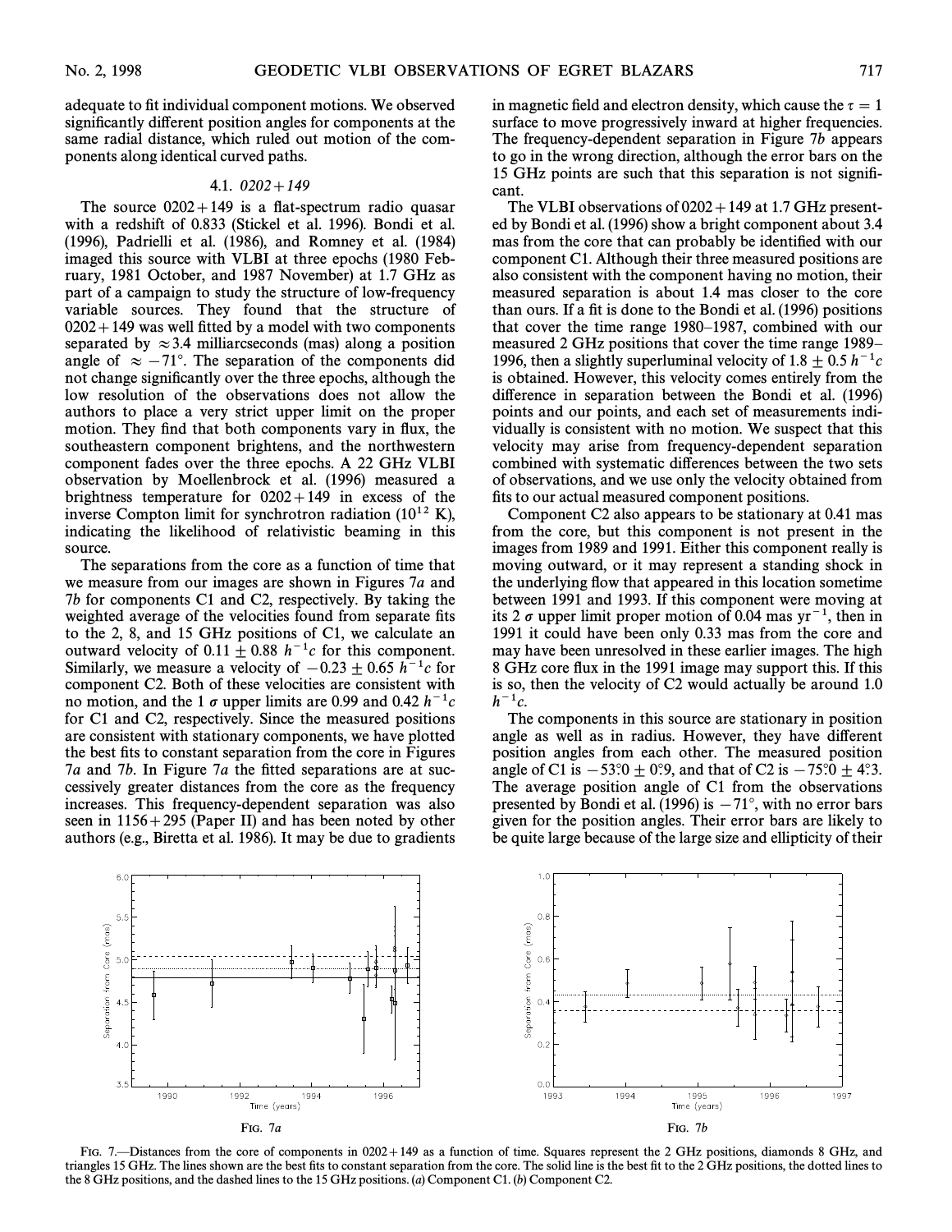adequate to fit individual component motions. We observed significantly different position angles for components at the same radial distance, which ruled out motion of the components along identical curved paths.

### 4.1. *0202+149*

The source 0202+149 is a flat-spectrum radio quasar with a redshift of 0.833 (Stickel et al. 1996). Bondi et al. (1996), Padrielli et al. (1986), and Romney et al. (1984) imaged this source with VLBI at three epochs (1980 February, 1981 October, and 1987 November) at 1.7 GHz as part of a campaign to study the structure of low-frequency variable sources. They found that the structure of 0202+149 was well fitted by a model with two components separated by $\approx 3.4$ milliarcseconds (mas) along a position angle of $\approx -71°$. The separation of the components did not change significantly over the three epochs, although the low resolution of the observations does not allow the authors to place a very strict upper limit on the proper motion. They find that both components vary in flux, the southeastern component brightens, and the northwestern component fades over the three epochs. A 22 GHz VLBI observation by Moellenbrock et al. (1996) measured a brightness temperature for 0202+149 in excess of the inverse Compton limit for synchrotron radiation ($10^{12}$ K), indicating the likelihood of relativistic beaming in this source.

The separations from the core as a function of time that we measure from our images are shown in Figures 7*a* and 7*b* for components C1 and C2, respectively. By taking the weighted average of the velocities found from separate fits to the 2, 8, and 15 GHz positions of C1, we calculate an outward velocity of $0.11 \pm 0.88\ h^{-1}c$ for this component. Similarly, we measure a velocity of $-0.23 \pm 0.65\ h^{-1}c$ for component C2. Both of these velocities are consistent with no motion, and the 1 $\sigma$ upper limits are 0.99 and 0.42 $h^{-1}c$ for C1 and C2, respectively. Since the measured positions are consistent with stationary components, we have plotted the best fits to constant separation from the core in Figures 7*a* and 7*b*. In Figure 7*a* the fitted separations are at successively greater distances from the core as the frequency increases. This frequency-dependent separation was also seen in 1156+295 (Paper II) and has been noted by other authors (e.g., Biretta et al. 1986). It may be due to gradients in magnetic field and electron density, which cause the $\tau = 1$ surface to move progressively inward at higher frequencies. The frequency-dependent separation in Figure 7*b* appears to go in the wrong direction, although the error bars on the 15 GHz points are such that this separation is not significant.

The VLBI observations of 0202+149 at 1.7 GHz presented by Bondi et al. (1996) show a bright component about 3.4 mas from the core that can probably be identified with our component C1. Although their three measured positions are also consistent with the component having no motion, their measured separation is about 1.4 mas closer to the core than ours. If a fit is done to the Bondi et al. (1996) positions that cover the time range 1980–1987, combined with our measured 2 GHz positions that cover the time range 1989–1996, then a slightly superluminal velocity of $1.8 \pm 0.5\ h^{-1}c$ is obtained. However, this velocity comes entirely from the difference in separation between the Bondi et al. (1996) points and our points, and each set of measurements individually is consistent with no motion. We suspect that this velocity may arise from frequency-dependent separation combined with systematic differences between the two sets of observations, and we use only the velocity obtained from fits to our actual measured component positions.

Component C2 also appears to be stationary at 0.41 mas from the core, but this component is not present in the images from 1989 and 1991. Either this component really is moving outward, or it may represent a standing shock in the underlying flow that appeared in this location sometime between 1991 and 1993. If this component were moving at its 2 $\sigma$ upper limit proper motion of 0.04 mas yr$^{-1}$, then in 1991 it could have been only 0.33 mas from the core and may have been unresolved in these earlier images. The high 8 GHz core flux in the 1991 image may support this. If this is so, then the velocity of C2 would actually be around 1.0 $h^{-1}c$.

The components in this source are stationary in position angle as well as in radius. However, they have different position angles from each other. The measured position angle of C1 is $-53.^\circ0 \pm 0.^\circ9$, and that of C2 is $-75.^\circ0 \pm 4.^\circ3$. The average position angle of C1 from the observations presented by Bondi et al. (1996) is $-71°$, with no error bars given for the position angles. Their error bars are likely to be quite large because of the large size and ellipticity of their

FIG. 7*a*

FIG. 7*b*

FIG. 7.—Distances from the core of components in 0202+149 as a function of time. Squares represent the 2 GHz positions, diamonds 8 GHz, and triangles 15 GHz. The lines shown are the best fits to constant separation from the core. The solid line is the best fit to the 2 GHz positions, the dotted lines to the 8 GHz positions, and the dashed lines to the 15 GHz positions. (*a*) Component C1. (*b*) Component C2.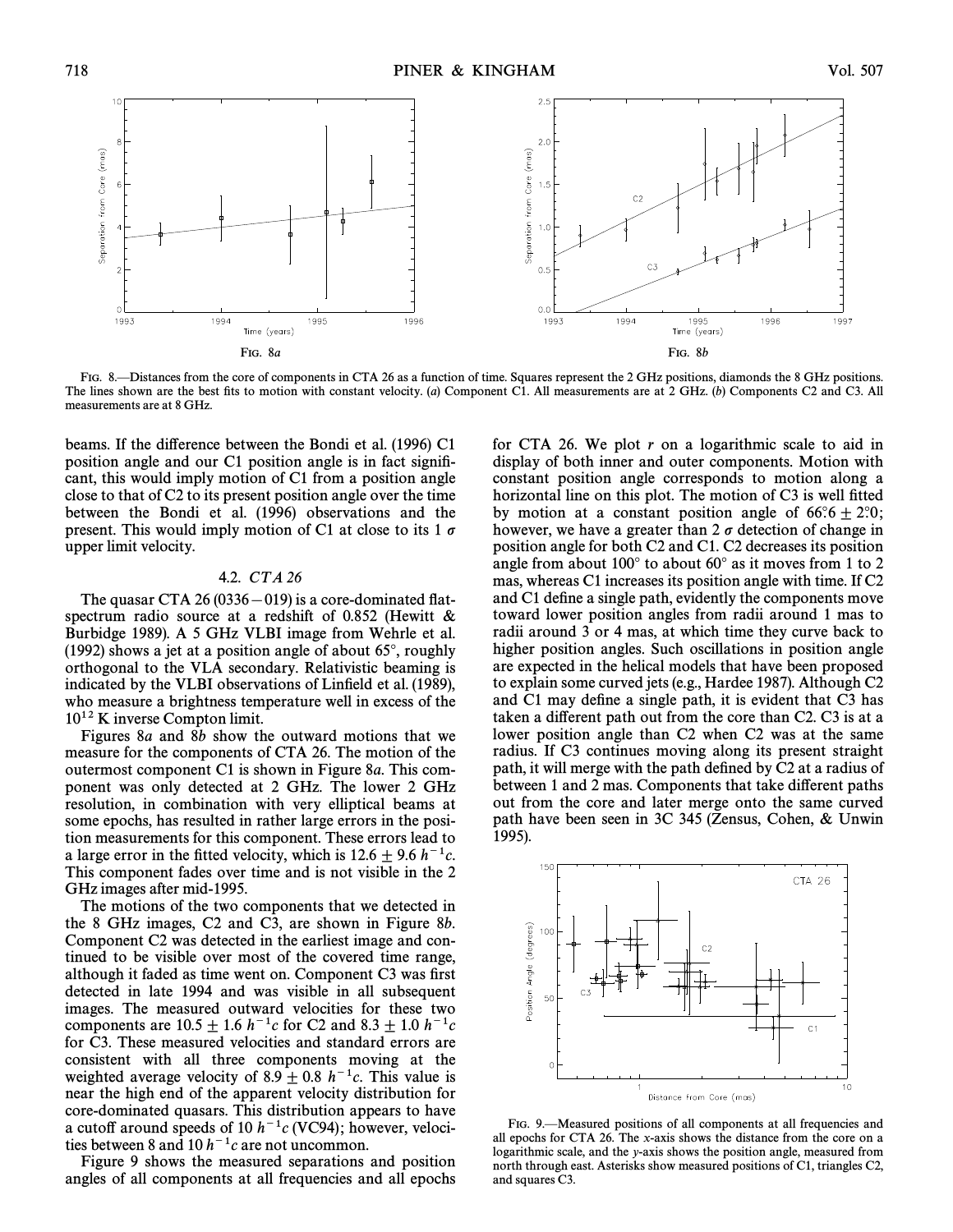FIG. 8.—Distances from the core of components in CTA 26 as a function of time. Squares represent the 2 GHz positions, diamonds the 8 GHz positions. The lines shown are the best fits to motion with constant velocity. (*a*) Component C1. All measurements are at 2 GHz. (*b*) Components C2 and C3. All measurements are at 8 GHz.

beams. If the difference between the Bondi et al. (1996) C1 position angle and our C1 position angle is in fact significant, this would imply motion of C1 from a position angle close to that of C2 to its present position angle over the time between the Bondi et al. (1996) observations and the present. This would imply motion of C1 at close to its 1 $\sigma$ upper limit velocity.

### 4.2. *CTA 26*

The quasar CTA 26 (0336−019) is a core-dominated flat-spectrum radio source at a redshift of 0.852 (Hewitt & Burbidge 1989). A 5 GHz VLBI image from Wehrle et al. (1992) shows a jet at a position angle of about 65°, roughly orthogonal to the VLA secondary. Relativistic beaming is indicated by the VLBI observations of Linfield et al. (1989), who measure a brightness temperature well in excess of the $10^{12}$ K inverse Compton limit.

Figures 8*a* and 8*b* show the outward motions that we measure for the components of CTA 26. The motion of the outermost component C1 is shown in Figure 8*a*. This component was only detected at 2 GHz. The lower 2 GHz resolution, in combination with very elliptical beams at some epochs, has resulted in rather large errors in the position measurements for this component. These errors lead to a large error in the fitted velocity, which is $12.6 \pm 9.6\ h^{-1}c$. This component fades over time and is not visible in the 2 GHz images after mid-1995.

The motions of the two components that we detected in the 8 GHz images, C2 and C3, are shown in Figure 8*b*. Component C2 was detected in the earliest image and continued to be visible over most of the covered time range, although it faded as time went on. Component C3 was first detected in late 1994 and was visible in all subsequent images. The measured outward velocities for these two components are $10.5 \pm 1.6\ h^{-1}c$ for C2 and $8.3 \pm 1.0\ h^{-1}c$ for C3. These measured velocities and standard errors are consistent with all three components moving at the weighted average velocity of $8.9 \pm 0.8\ h^{-1}c$. This value is near the high end of the apparent velocity distribution for core-dominated quasars. This distribution appears to have a cutoff around speeds of $10\ h^{-1}c$ (VC94); however, velocities between 8 and $10\ h^{-1}c$ are not uncommon.

Figure 9 shows the measured separations and position angles of all components at all frequencies and all epochs for CTA 26. We plot $r$ on a logarithmic scale to aid in display of both inner and outer components. Motion with constant position angle corresponds to motion along a horizontal line on this plot. The motion of C3 is well fitted by motion at a constant position angle of $66.6° \pm 2.0°$; however, we have a greater than 2 $\sigma$ detection of change in position angle for both C2 and C1. C2 decreases its position angle from about 100° to about 60° as it moves from 1 to 2 mas, whereas C1 increases its position angle with time. If C2 and C1 define a single path, evidently the components move toward lower position angles from radii around 1 mas to radii around 3 or 4 mas, at which time they curve back to higher position angles. Such oscillations in position angle are expected in the helical models that have been proposed to explain some curved jets (e.g., Hardee 1987). Although C2 and C1 may define a single path, it is evident that C3 has taken a different path out from the core than C2. C3 is at a lower position angle than C2 when C2 was at the same radius. If C3 continues moving along its present straight path, it will merge with the path defined by C2 at a radius of between 1 and 2 mas. Components that take different paths out from the core and later merge onto the same curved path have been seen in 3C 345 (Zensus, Cohen, & Unwin 1995).

FIG. 9.—Measured positions of all components at all frequencies and all epochs for CTA 26. The *x*-axis shows the distance from the core on a logarithmic scale, and the *y*-axis shows the position angle, measured from north through east. Asterisks show measured positions of C1, triangles C2, and squares C3.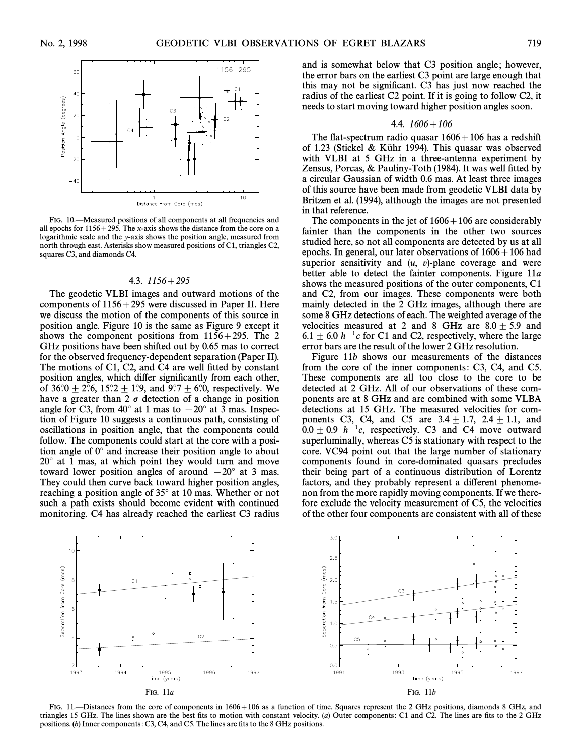FIG. 10.—Measured positions of all components at all frequencies and all epochs for 1156 + 295. The x-axis shows the distance from the core on a logarithmic scale and the y-axis shows the position angle, measured from north through east. Asterisks show measured positions of C1, triangles C2, squares C3, and diamonds C4.

### 4.3. *1156 + 295*

The geodetic VLBI images and outward motions of the components of 1156 + 295 were discussed in Paper II. Here we discuss the motion of the components of this source in position angle. Figure 10 is the same as Figure 9 except it shows the component positions from 1156 + 295. The 2 GHz positions have been shifted out by 0.65 mas to correct for the observed frequency-dependent separation (Paper II). The motions of C1, C2, and C4 are well fitted by constant position angles, which differ significantly from each other, of $36^\circ\!.0 \pm 2^\circ\!.6$, $15^\circ\!.2 \pm 1^\circ\!.9$, and $9^\circ\!.7 \pm 6^\circ\!.0$, respectively. We have a greater than 2 $\sigma$ detection of a change in position angle for C3, from 40° at 1 mas to −20° at 3 mas. Inspection of Figure 10 suggests a continuous path, consisting of oscillations in position angle, that the components could follow. The components could start at the core with a position angle of 0° and increase their position angle to about 20° at 1 mas, at which point they would turn and move toward lower position angles of around −20° at 3 mas. They could then curve back toward higher position angles, reaching a position angle of 35° at 10 mas. Whether or not such a path exists should become evident with continued monitoring. C4 has already reached the earliest C3 radius and is somewhat below that C3 position angle; however, the error bars on the earliest C3 point are large enough that this may not be significant. C3 has just now reached the radius of the earliest C2 point. If it is going to follow C2, it needs to start moving toward higher position angles soon.

### 4.4. *1606 + 106*

The flat-spectrum radio quasar 1606 + 106 has a redshift of 1.23 (Stickel & Kühr 1994). This quasar was observed with VLBI at 5 GHz in a three-antenna experiment by Zensus, Porcas, & Pauliny-Toth (1984). It was well fitted by a circular Gaussian of width 0.6 mas. At least three images of this source have been made from geodetic VLBI data by Britzen et al. (1994), although the images are not presented in that reference.

The components in the jet of 1606 + 106 are considerably fainter than the components in the other two sources studied here, so not all components are detected by us at all epochs. In general, our later observations of 1606 + 106 had superior sensitivity and (*u*, *v*)-plane coverage and were better able to detect the fainter components. Figure 11*a* shows the measured positions of the outer components, C1 and C2, from our images. These components were both mainly detected in the 2 GHz images, although there are some 8 GHz detections of each. The weighted average of the velocities measured at 2 and 8 GHz are $8.0 \pm 5.9$ and $6.1 \pm 6.0\ h^{-1}c$ for C1 and C2, respectively, where the large error bars are the result of the lower 2 GHz resolution.

Figure 11*b* shows our measurements of the distances from the core of the inner components: C3, C4, and C5. These components are all too close to the core to be detected at 2 GHz. All of our observations of these components are at 8 GHz and are combined with some VLBA detections at 15 GHz. The measured velocities for components C3, C4, and C5 are $3.4 \pm 1.7$, $2.4 \pm 1.1$, and $0.0 \pm 0.9\ h^{-1}c$, respectively. C3 and C4 move outward superluminally, whereas C5 is stationary with respect to the core. VC94 point out that the large number of stationary components found in core-dominated quasars precludes their being part of a continuous distribution of Lorentz factors, and they probably represent a different phenomenon from the more rapidly moving components. If we therefore exclude the velocity measurement of C5, the velocities of the other four components are consistent with all of these

FIG. 11*a* FIG. 11*b*

FIG. 11.—Distances from the core of components in 1606 + 106 as a function of time. Squares represent the 2 GHz positions, diamonds 8 GHz, and triangles 15 GHz. The lines shown are the best fits to motion with constant velocity. (*a*) Outer components: C1 and C2. The lines are fits to the 2 GHz positions. (*b*) Inner components: C3, C4, and C5. The lines are fits to the 8 GHz positions.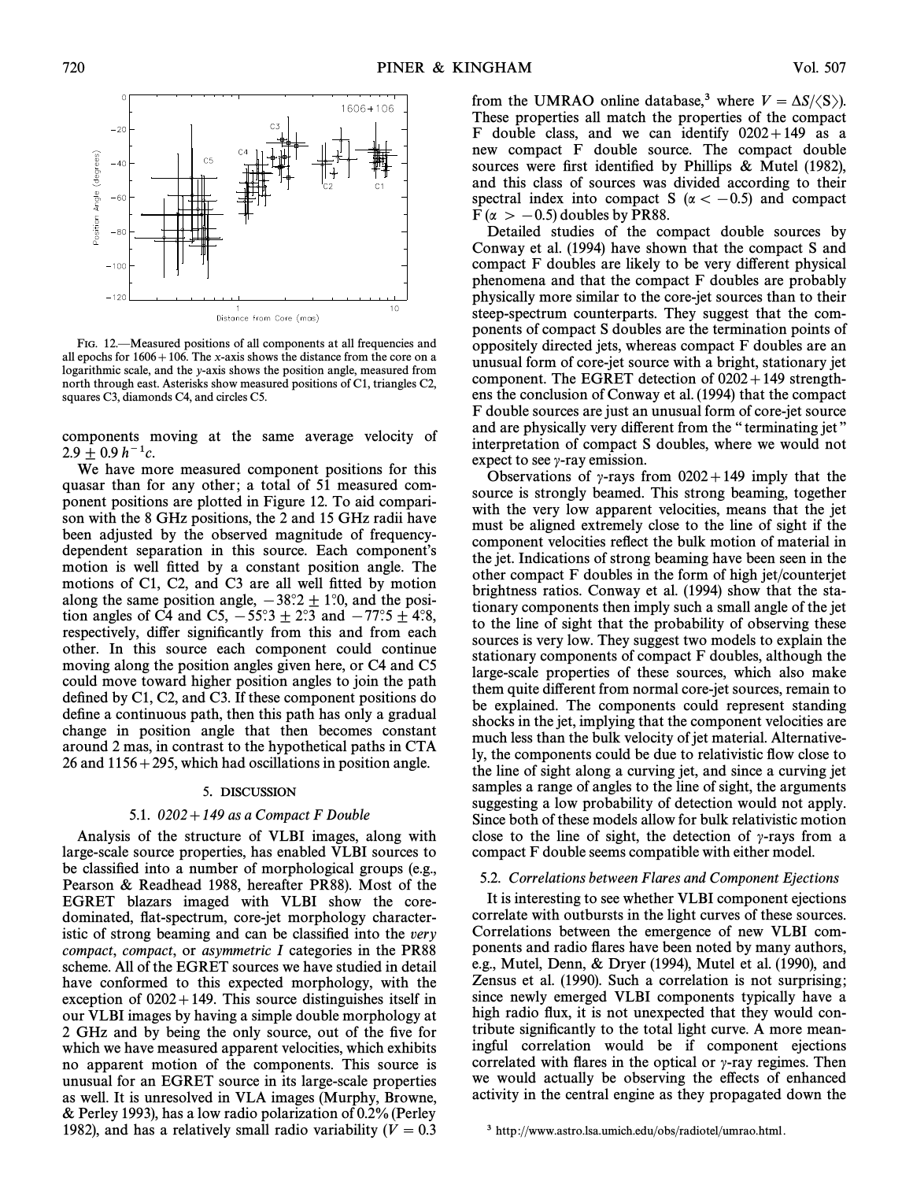Fig. 12.—Measured positions of all components at all frequencies and all epochs for 1606+106. The x-axis shows the distance from the core on a logarithmic scale, and the y-axis shows the position angle, measured from north through east. Asterisks show measured positions of C1, triangles C2, squares C3, diamonds C4, and circles C5.

components moving at the same average velocity of $2.9 \pm 0.9\ h^{-1}c$.

We have more measured component positions for this quasar than for any other; a total of 51 measured component positions are plotted in Figure 12. To aid comparison with the 8 GHz positions, the 2 and 15 GHz radii have been adjusted by the observed magnitude of frequency-dependent separation in this source. Each component's motion is well fitted by a constant position angle. The motions of C1, C2, and C3 are all well fitted by motion along the same position angle, $-38.^{\circ}2 \pm 1.^{\circ}0$, and the position angles of C4 and C5, $-55.^{\circ}3 \pm 2.^{\circ}3$ and $-77.^{\circ}5 \pm 4.^{\circ}8$, respectively, differ significantly from this and from each other. In this source each component could continue moving along the position angles given here, or C4 and C5 could move toward higher position angles to join the path defined by C1, C2, and C3. If these component positions do define a continuous path, then this path has only a gradual change in position angle that then becomes constant around 2 mas, in contrast to the hypothetical paths in CTA 26 and 1156+295, which had oscillations in position angle.

## 5. DISCUSSION

### 5.1. *0202+149 as a Compact F Double*

Analysis of the structure of VLBI images, along with large-scale source properties, has enabled VLBI sources to be classified into a number of morphological groups (e.g., Pearson & Readhead 1988, hereafter PR88). Most of the EGRET blazars imaged with VLBI show the core-dominated, flat-spectrum, core-jet morphology characteristic of strong beaming and can be classified into the *very compact*, *compact*, or *asymmetric I* categories in the PR88 scheme. All of the EGRET sources we have studied in detail have conformed to this expected morphology, with the exception of 0202+149. This source distinguishes itself in our VLBI images by having a simple double morphology at 2 GHz and by being the only source, out of the five for which we have measured apparent velocities, which exhibits no apparent motion of the components. This source is unusual for an EGRET source in its large-scale properties as well. It is unresolved in VLA images (Murphy, Browne, & Perley 1993), has a low radio polarization of 0.2% (Perley 1982), and has a relatively small radio variability ($V = 0.3$ from the UMRAO online database,[3] where $V = \Delta S / \langle S \rangle$). These properties all match the properties of the compact F double class, and we can identify 0202+149 as a new compact F double source. The compact double sources were first identified by Phillips & Mutel (1982), and this class of sources was divided according to their spectral index into compact S ($\alpha < -0.5$) and compact F ($\alpha > -0.5$) doubles by PR88.

Detailed studies of the compact double sources by Conway et al. (1994) have shown that the compact S and compact F doubles are likely to be very different physical phenomena and that the compact F doubles are probably physically more similar to the core-jet sources than to their steep-spectrum counterparts. They suggest that the components of compact S doubles are the termination points of oppositely directed jets, whereas compact F doubles are an unusual form of core-jet source with a bright, stationary jet component. The EGRET detection of 0202+149 strengthens the conclusion of Conway et al. (1994) that the compact F double sources are just an unusual form of core-jet source and are physically very different from the "terminating jet" interpretation of compact S doubles, where we would not expect to see γ-ray emission.

Observations of γ-rays from 0202+149 imply that the source is strongly beamed. This strong beaming, together with the very low apparent velocities, means that the jet must be aligned extremely close to the line of sight if the component velocities reflect the bulk motion of material in the jet. Indications of strong beaming have been seen in the other compact F doubles in the form of high jet/counterjet brightness ratios. Conway et al. (1994) show that the stationary components then imply such a small angle of the jet to the line of sight that the probability of observing these sources is very low. They suggest two models to explain the stationary components of compact F doubles, although the large-scale properties of these sources, which also make them quite different from normal core-jet sources, remain to be explained. The components could represent standing shocks in the jet, implying that the component velocities are much less than the bulk velocity of jet material. Alternatively, the components could be due to relativistic flow close to the line of sight along a curving jet, and since a curving jet samples a range of angles to the line of sight, the arguments suggesting a low probability of detection would not apply. Since both of these models allow for bulk relativistic motion close to the line of sight, the detection of γ-rays from a compact F double seems compatible with either model.

### 5.2. *Correlations between Flares and Component Ejections*

It is interesting to see whether VLBI component ejections correlate with outbursts in the light curves of these sources. Correlations between the emergence of new VLBI components and radio flares have been noted by many authors, e.g., Mutel, Denn, & Dryer (1994), Mutel et al. (1990), and Zensus et al. (1990). Such a correlation is not surprising; since newly emerged VLBI components typically have a high radio flux, it is not unexpected that they would contribute significantly to the total light curve. A more meaningful correlation would be if component ejections correlated with flares in the optical or γ-ray regimes. Then we would actually be observing the effects of enhanced activity in the central engine as they propagated down the

[3] http://www.astro.lsa.umich.edu/obs/radiotel/umrao.html.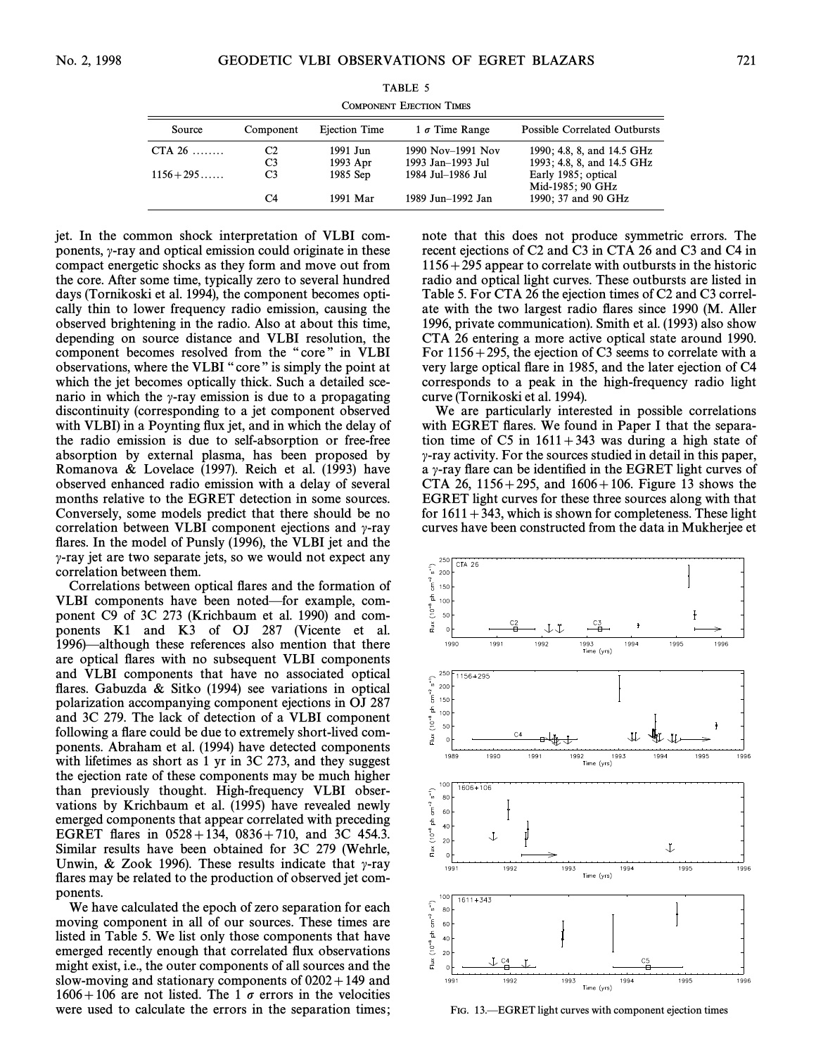TABLE 5

COMPONENT EJECTION TIMES

| Source | Component | Ejection Time | 1 $\sigma$ Time Range | Possible Correlated Outbursts |
|---|---|---|---|---|
| CTA 26 ........ | C2 | 1991 Jun | 1990 Nov–1991 Nov | 1990; 4.8, 8, and 14.5 GHz |
| | C3 | 1993 Apr | 1993 Jan–1993 Jul | 1993; 4.8, 8, and 14.5 GHz |
| 1156+295...... | C3 | 1985 Sep | 1984 Jul–1986 Jul | Early 1985; optical Mid-1985; 90 GHz |
| | C4 | 1991 Mar | 1989 Jun–1992 Jan | 1990; 37 and 90 GHz |

jet. In the common shock interpretation of VLBI components, $\gamma$-ray and optical emission could originate in these compact energetic shocks as they form and move out from the core. After some time, typically zero to several hundred days (Tornikoski et al. 1994), the component becomes optically thin to lower frequency radio emission, causing the observed brightening in the radio. Also at about this time, depending on source distance and VLBI resolution, the component becomes resolved from the "core" in VLBI observations, where the VLBI "core" is simply the point at which the jet becomes optically thick. Such a detailed scenario in which the $\gamma$-ray emission is due to a propagating discontinuity (corresponding to a jet component observed with VLBI) in a Poynting flux jet, and in which the delay of the radio emission is due to self-absorption or free-free absorption by external plasma, has been proposed by Romanova & Lovelace (1997). Reich et al. (1993) have observed enhanced radio emission with a delay of several months relative to the EGRET detection in some sources. Conversely, some models predict that there should be no correlation between VLBI component ejections and $\gamma$-ray flares. In the model of Punsly (1996), the VLBI jet and the $\gamma$-ray jet are two separate jets, so we would not expect any correlation between them.

Correlations between optical flares and the formation of VLBI components have been noted—for example, component C9 of 3C 273 (Krichbaum et al. 1990) and components K1 and K3 of OJ 287 (Vicente et al. 1996)—although these references also mention that there are optical flares with no subsequent VLBI components and VLBI components that have no associated optical flares. Gabuzda & Sitko (1994) see variations in optical polarization accompanying component ejections in OJ 287 and 3C 279. The lack of detection of a VLBI component following a flare could be due to extremely short-lived components. Abraham et al. (1994) have detected components with lifetimes as short as 1 yr in 3C 273, and they suggest the ejection rate of these components may be much higher than previously thought. High-frequency VLBI observations by Krichbaum et al. (1995) have revealed newly emerged components that appear correlated with preceding EGRET flares in 0528+134, 0836+710, and 3C 454.3. Similar results have been obtained for 3C 279 (Wehrle, Unwin, & Zook 1996). These results indicate that $\gamma$-ray flares may be related to the production of observed jet components.

We have calculated the epoch of zero separation for each moving component in all of our sources. These times are listed in Table 5. We list only those components that have emerged recently enough that correlated flux observations might exist, i.e., the outer components of all sources and the slow-moving and stationary components of 0202+149 and 1606+106 are not listed. The 1 $\sigma$ errors in the velocities were used to calculate the errors in the separation times; note that this does not produce symmetric errors. The recent ejections of C2 and C3 in CTA 26 and C3 and C4 in 1156+295 appear to correlate with outbursts in the historic radio and optical light curves. These outbursts are listed in Table 5. For CTA 26 the ejection times of C2 and C3 correlate with the two largest radio flares since 1990 (M. Aller 1996, private communication). Smith et al. (1993) also show CTA 26 entering a more active optical state around 1990. For 1156+295, the ejection of C3 seems to correlate with a very large optical flare in 1985, and the later ejection of C4 corresponds to a peak in the high-frequency radio light curve (Tornikoski et al. 1994).

We are particularly interested in possible correlations with EGRET flares. We found in Paper I that the separation time of C5 in 1611+343 was during a high state of $\gamma$-ray activity. For the sources studied in detail in this paper, a $\gamma$-ray flare can be identified in the EGRET light curves of CTA 26, 1156+295, and 1606+106. Figure 13 shows the EGRET light curves for these three sources along with that for 1611+343, which is shown for completeness. These light curves have been constructed from the data in Mukherjee et

FIG. 13.—EGRET light curves with component ejection times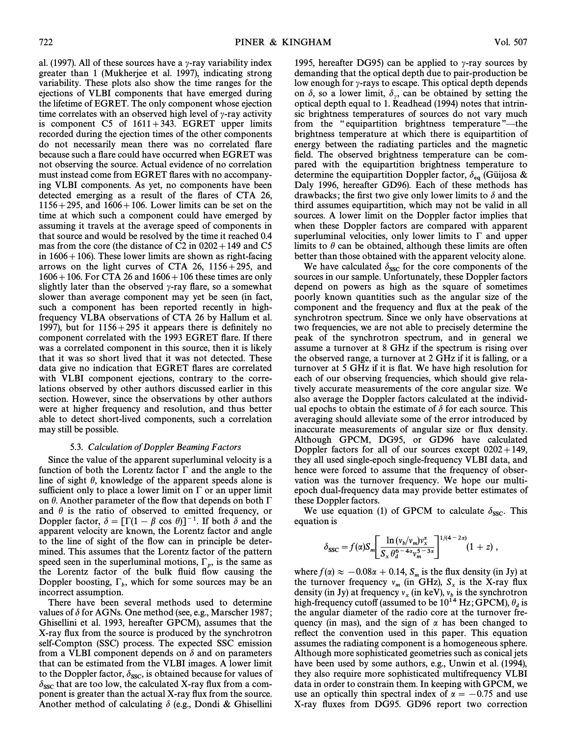al. (1997). All of these sources have a $\gamma$-ray variability index greater than 1 (Mukherjee et al. 1997), indicating strong variability. These plots also show the time ranges for the ejections of VLBI components that have emerged during the lifetime of EGRET. The only component whose ejection time correlates with an observed high level of $\gamma$-ray activity is component C5 of 1611+343. EGRET upper limits recorded during the ejection times of the other components do not necessarily mean there was no correlated flare because such a flare could have occurred when EGRET was not observing the source. Actual evidence of no correlation must instead come from EGRET flares with no accompanying VLBI components. As yet, no components have been detected emerging as a result of the flares of CTA 26, 1156+295, and 1606+106. Lower limits can be set on the time at which such a component could have emerged by assuming it travels at the average speed of components in that source and would be resolved by the time it reached 0.4 mas from the core (the distance of C2 in 0202+149 and C5 in 1606+106). These lower limits are shown as right-facing arrows on the light curves of CTA 26, 1156+295, and 1606+106. For CTA 26 and 1606+106 these times are only slightly later than the observed $\gamma$-ray flare, so a somewhat slower than average component may yet be seen (in fact, such a component has been reported recently in high-frequency VLBA observations of CTA 26 by Hallum et al. 1997), but for 1156+295 it appears there is definitely no component correlated with the 1993 EGRET flare. If there was a correlated component in this source, then it is likely that it was so short lived that it was not detected. These data give no indication that EGRET flares are correlated with VLBI component ejections, contrary to the correlations observed by other authors discussed earlier in this section. However, since the observations by other authors were at higher frequency and resolution, and thus better able to detect short-lived components, such a correlation may still be possible.

### 5.3. *Calculation of Doppler Beaming Factors*

Since the value of the apparent superluminal velocity is a function of both the Lorentz factor $\Gamma$ and the angle to the line of sight $\theta$, knowledge of the apparent speeds alone is sufficient only to place a lower limit on $\Gamma$ or an upper limit on $\theta$. Another parameter of the flow that depends on both $\Gamma$ and $\theta$ is the ratio of observed to emitted frequency, or Doppler factor, $\delta = [\Gamma(1 - \beta \cos \theta)]^{-1}$. If both $\delta$ and the apparent velocity are known, the Lorentz factor and angle to the line of sight of the flow can in principle be determined. This assumes that the Lorentz factor of the pattern speed seen in the superluminal motions, $\Gamma_p$, is the same as the Lorentz factor of the bulk fluid flow causing the Doppler boosting, $\Gamma_b$, which for some sources may be an incorrect assumption.

There have been several methods used to determine values of $\delta$ for AGNs. One method (see, e.g., Marscher 1987; Ghisellini et al. 1993, hereafter GPCM), assumes that the X-ray flux from the source is produced by the synchrotron self-Compton (SSC) process. The expected SSC emission from a VLBI component depends on $\delta$ and on parameters that can be estimated from the VLBI images. A lower limit to the Doppler factor, $\delta_{\mathrm{SSC}}$, is obtained because for values of $\delta_{\mathrm{SSC}}$ that are too low, the calculated X-ray flux from a component is greater than the actual X-ray flux from the source. Another method of calculating $\delta$ (e.g., Dondi & Ghisellini 1995, hereafter DG95) can be applied to $\gamma$-ray sources by demanding that the optical depth due to pair-production be low enough for $\gamma$-rays to escape. This optical depth depends on $\delta$, so a lower limit, $\delta_\gamma$, can be obtained by setting the optical depth equal to 1. Readhead (1994) notes that intrinsic brightness temperatures of sources do not vary much from the "equipartition brightness temperature"—the brightness temperature at which there is equipartition of energy between the radiating particles and the magnetic field. The observed brightness temperature can be compared with the equipartition brightness temperature to determine the equipartition Doppler factor, $\delta_{\mathrm{eq}}$ (Güijosa & Daly 1996, hereafter GD96). Each of these methods has drawbacks; the first two give only lower limits to $\delta$ and the third assumes equipartition, which may not be valid in all sources. A lower limit on the Doppler factor implies that when these Doppler factors are compared with apparent superluminal velocities, only lower limits to $\Gamma$ and upper limits to $\theta$ can be obtained, although these limits are often better than those obtained with the apparent velocity alone.

We have calculated $\delta_{\mathrm{SSC}}$ for the core components of the sources in our sample. Unfortunately, these Doppler factors depend on powers as high as the square of sometimes poorly known quantities such as the angular size of the component and the frequency and flux at the peak of the synchrotron spectrum. Since we only have observations at two frequencies, we are not able to precisely determine the peak of the synchrotron spectrum, and in general we assume a turnover at 8 GHz if the spectrum is rising over the observed range, a turnover at 2 GHz if it is falling, or a turnover at 5 GHz if it is flat. We have high resolution for each of our observing frequencies, which should give relatively accurate measurements of the core angular size. We also average the Doppler factors calculated at the individual epochs to obtain the estimate of $\delta$ for each source. This averaging should alleviate some of the error introduced by inaccurate measurements of angular size or flux density. Although GPCM, DG95, or GD96 have calculated Doppler factors for all of our sources except 0202+149, they all used single-epoch single-frequency VLBI data, and hence were forced to assume that the frequency of observation was the turnover frequency. We hope our multi-epoch dual-frequency data may provide better estimates of these Doppler factors.

We use equation (1) of GPCM to calculate $\delta_{\mathrm{SSC}}$. This equation is

$$\delta_{\mathrm{SSC}} = f(\alpha) S_m \left[ \frac{\ln(\nu_b/\nu_m)\nu_x^{\alpha}}{S_x \theta_d^{6-4\alpha} \nu_m^{5-3\alpha}} \right]^{1/(4-2\alpha)} (1+z) ,$$

where $f(\alpha) \approx -0.08\alpha + 0.14$, $S_m$ is the flux density (in Jy) at the turnover frequency $\nu_m$ (in GHz), $S_x$ is the X-ray flux density (in Jy) at frequency $\nu_x$ (in keV), $\nu_b$ is the synchrotron high-frequency cutoff (assumed to be $10^{14}$ Hz; GPCM), $\theta_d$ is the angular diameter of the radio core at the turnover frequency (in mas), and the sign of $\alpha$ has been changed to reflect the convention used in this paper. This equation assumes the radiating component is a homogeneous sphere. Although more sophisticated geometries such as conical jets have been used by some authors, e.g., Unwin et al. (1994), they also require more sophisticated multifrequency VLBI data in order to constrain them. In keeping with GPCM, we use an optically thin spectral index of $\alpha = -0.75$ and use X-ray fluxes from DG95. GD96 report two correction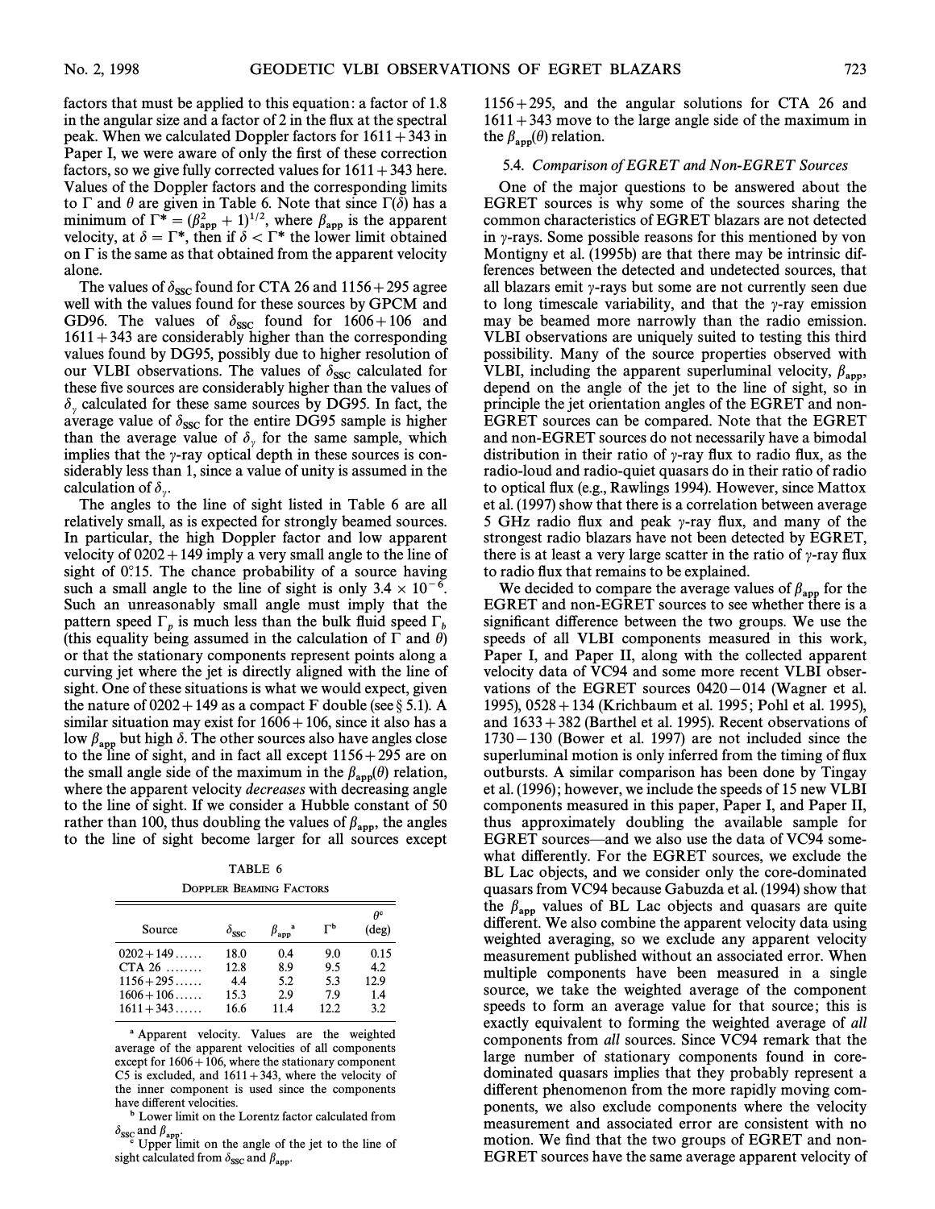factors that must be applied to this equation: a factor of 1.8 in the angular size and a factor of 2 in the flux at the spectral peak. When we calculated Doppler factors for 1611+343 in Paper I, we were aware of only the first of these correction factors, so we give fully corrected values for 1611+343 here. Values of the Doppler factors and the corresponding limits to $\Gamma$ and $\theta$ are given in Table 6. Note that since $\Gamma(\delta)$ has a minimum of $\Gamma^* = (\beta_{\rm app}^2 + 1)^{1/2}$, where $\beta_{\rm app}$ is the apparent velocity, at $\delta = \Gamma^*$, then if $\delta < \Gamma^*$ the lower limit obtained on $\Gamma$ is the same as that obtained from the apparent velocity alone.

The values of $\delta_{\rm SSC}$ found for CTA 26 and 1156+295 agree well with the values found for these sources by GPCM and GD96. The values of $\delta_{\rm SSC}$ found for 1606+106 and 1611+343 are considerably higher than the corresponding values found by DG95, possibly due to higher resolution of our VLBI observations. The values of $\delta_{\rm SSC}$ calculated for these five sources are considerably higher than the values of $\delta_\gamma$ calculated for these same sources by DG95. In fact, the average value of $\delta_{\rm SSC}$ for the entire DG95 sample is higher than the average value of $\delta_\gamma$ for the same sample, which implies that the $\gamma$-ray optical depth in these sources is considerably less than 1, since a value of unity is assumed in the calculation of $\delta_\gamma$.

The angles to the line of sight listed in Table 6 are all relatively small, as is expected for strongly beamed sources. In particular, the high Doppler factor and low apparent velocity of 0202+149 imply a very small angle to the line of sight of 0°.15. The chance probability of a source having such a small angle to the line of sight is only $3.4 \times 10^{-6}$. Such an unreasonably small angle must imply that the pattern speed $\Gamma_p$ is much less than the bulk fluid speed $\Gamma_b$ (this equality being assumed in the calculation of $\Gamma$ and $\theta$) or that the stationary components represent points along a curving jet where the jet is directly aligned with the line of sight. One of these situations is what we would expect, given the nature of 0202+149 as a compact F double (see § 5.1). A similar situation may exist for 1606+106, since it also has a low $\beta_{\rm app}$ but high $\delta$. The other sources also have angles close to the line of sight, and in fact all except 1156+295 are on the small angle side of the maximum in the $\beta_{\rm app}(\theta)$ relation, where the apparent velocity *decreases* with decreasing angle to the line of sight. If we consider a Hubble constant of 50 rather than 100, thus doubling the values of $\beta_{\rm app}$, the angles to the line of sight become larger for all sources except 1156+295, and the angular solutions for CTA 26 and 1611+343 move to the large angle side of the maximum in the $\beta_{\rm app}(\theta)$ relation.

TABLE 6

DOPPLER BEAMING FACTORS

| Source | $\delta_{\rm SSC}$ | $\beta_{\rm app}$[a] | $\Gamma$[b] | $\theta$[c] (deg) |
|---|---|---|---|---|
| 0202+149 | 18.0 | 0.4 | 9.0 | 0.15 |
| CTA 26 | 12.8 | 8.9 | 9.5 | 4.2 |
| 1156+295 | 4.4 | 5.2 | 5.3 | 12.9 |
| 1606+106 | 15.3 | 2.9 | 7.9 | 1.4 |
| 1611+343 | 16.6 | 11.4 | 12.2 | 3.2 |

[a] Apparent velocity. Values are the weighted average of the apparent velocities of all components except for 1606+106, where the stationary component C5 is excluded, and 1611+343, where the velocity of the inner component is used since the components have different velocities.

[b] Lower limit on the Lorentz factor calculated from $\delta_{\rm SSC}$ and $\beta_{\rm app}$.

[c] Upper limit on the angle of the jet to the line of sight calculated from $\delta_{\rm SSC}$ and $\beta_{\rm app}$.

### 5.4. *Comparison of EGRET and Non-EGRET Sources*

One of the major questions to be answered about the EGRET sources is why some of the sources sharing the common characteristics of EGRET blazars are not detected in $\gamma$-rays. Some possible reasons for this mentioned by von Montigny et al. (1995b) are that there may be intrinsic differences between the detected and undetected sources, that all blazars emit $\gamma$-rays but some are not currently seen due to long timescale variability, and that the $\gamma$-ray emission may be beamed more narrowly than the radio emission. VLBI observations are uniquely suited to testing this third possibility. Many of the source properties observed with VLBI, including the apparent superluminal velocity, $\beta_{\rm app}$, depend on the angle of the jet to the line of sight, so in principle the jet orientation angles of the EGRET and non-EGRET sources can be compared. Note that the EGRET and non-EGRET sources do not necessarily have a bimodal distribution in their ratio of $\gamma$-ray flux to radio flux, as the radio-loud and radio-quiet quasars do in their ratio of radio to optical flux (e.g., Rawlings 1994). However, since Mattox et al. (1997) show that there is a correlation between average 5 GHz radio flux and peak $\gamma$-ray flux, and many of the strongest radio blazars have not been detected by EGRET, there is at least a very large scatter in the ratio of $\gamma$-ray flux to radio flux that remains to be explained.

We decided to compare the average values of $\beta_{\rm app}$ for the EGRET and non-EGRET sources to see whether there is a significant difference between the two groups. We use the speeds of all VLBI components measured in this work, Paper I, and Paper II, along with the collected apparent velocity data of VC94 and some more recent VLBI observations of the EGRET sources 0420−014 (Wagner et al. 1995), 0528+134 (Krichbaum et al. 1995; Pohl et al. 1995), and 1633+382 (Barthel et al. 1995). Recent observations of 1730−130 (Bower et al. 1997) are not included since the superluminal motion is only inferred from the timing of flux outbursts. A similar comparison has been done by Tingay et al. (1996); however, we include the speeds of 15 new VLBI components measured in this paper, Paper I, and Paper II, thus approximately doubling the available sample for EGRET sources—and we also use the data of VC94 somewhat differently. For the EGRET sources, we exclude the BL Lac objects, and we consider only the core-dominated quasars from VC94 because Gabuzda et al. (1994) show that the $\beta_{\rm app}$ values of BL Lac objects and quasars are quite different. We also combine the apparent velocity data using weighted averaging, so we exclude any apparent velocity measurement published without an associated error. When multiple components have been measured in a single source, we take the weighted average of the component speeds to form an average value for that source; this is exactly equivalent to forming the weighted average of *all* components from *all* sources. Since VC94 remark that the large number of stationary components found in core-dominated quasars implies that they probably represent a different phenomenon from the more rapidly moving components, we also exclude components where the velocity measurement and associated error are consistent with no motion. We find that the two groups of EGRET and non-EGRET sources have the same average apparent velocity of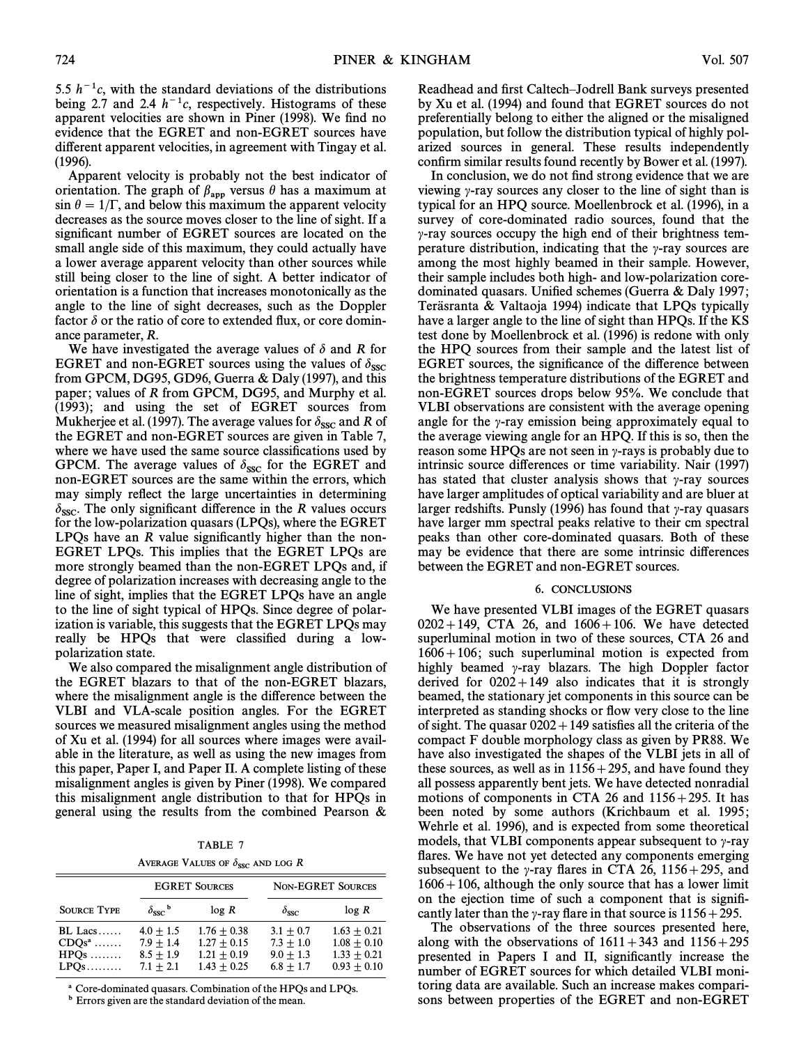5.5 $h^{-1}c$, with the standard deviations of the distributions being 2.7 and 2.4 $h^{-1}c$, respectively. Histograms of these apparent velocities are shown in Piner (1998). We find no evidence that the EGRET and non-EGRET sources have different apparent velocities, in agreement with Tingay et al. (1996).

Apparent velocity is probably not the best indicator of orientation. The graph of $\beta_{app}$ versus $\theta$ has a maximum at $\sin\theta = 1/\Gamma$, and below this maximum the apparent velocity decreases as the source moves closer to the line of sight. If a significant number of EGRET sources are located on the small angle side of this maximum, they could actually have a lower average apparent velocity than other sources while still being closer to the line of sight. A better indicator of orientation is a function that increases monotonically as the angle to the line of sight decreases, such as the Doppler factor $\delta$ or the ratio of core to extended flux, or core dominance parameter, $R$.

We have investigated the average values of $\delta$ and $R$ for EGRET and non-EGRET sources using the values of $\delta_{SSC}$ from GPCM, DG95, GD96, Guerra & Daly (1997), and this paper; values of $R$ from GPCM, DG95, and Murphy et al. (1993); and using the set of EGRET sources from Mukherjee et al. (1997). The average values for $\delta_{SSC}$ and $R$ of the EGRET and non-EGRET sources are given in Table 7, where we have used the same source classifications used by GPCM. The average values of $\delta_{SSC}$ for the EGRET and non-EGRET sources are the same within the errors, which may simply reflect the large uncertainties in determining $\delta_{SSC}$. The only significant difference in the $R$ values occurs for the low-polarization quasars (LPQs), where the EGRET LPQs have an $R$ value significantly higher than the non-EGRET LPQs. This implies that the EGRET LPQs are more strongly beamed than the non-EGRET LPQs and, if degree of polarization increases with decreasing angle to the line of sight, implies that the EGRET LPQs have an angle to the line of sight typical of HPQs. Since degree of polarization is variable, this suggests that the EGRET LPQs may really be HPQs that were classified during a low-polarization state.

We also compared the misalignment angle distribution of the EGRET blazars to that of the non-EGRET blazars, where the misalignment angle is the difference between the VLBI and VLA-scale position angles. For the EGRET sources we measured misalignment angles using the method of Xu et al. (1994) for all sources where images were available in the literature, as well as using the new images from this paper, Paper I, and Paper II. A complete listing of these misalignment angles is given by Piner (1998). We compared this misalignment angle distribution to that for HPQs in general using the results from the combined Pearson & Readhead and first Caltech–Jodrell Bank surveys presented by Xu et al. (1994) and found that EGRET sources do not preferentially belong to either the aligned or the misaligned population, but follow the distribution typical of highly polarized sources in general. These results independently confirm similar results found recently by Bower et al. (1997).

In conclusion, we do not find strong evidence that we are viewing $\gamma$-ray sources any closer to the line of sight than is typical for an HPQ source. Moellenbrock et al. (1996), in a survey of core-dominated radio sources, found that the $\gamma$-ray sources occupy the high end of their brightness temperature distribution, indicating that the $\gamma$-ray sources are among the most highly beamed in their sample. However, their sample includes both high- and low-polarization core-dominated quasars. Unified schemes (Guerra & Daly 1997; Teräsranta & Valtaoja 1994) indicate that LPQs typically have a larger angle to the line of sight than HPQs. If the KS test done by Moellenbrock et al. (1996) is redone with only the HPQ sources from their sample and the latest list of EGRET sources, the significance of the difference between the brightness temperature distributions of the EGRET and non-EGRET sources drops below 95%. We conclude that VLBI observations are consistent with the average opening angle for the $\gamma$-ray emission being approximately equal to the average viewing angle for an HPQ. If this is so, then the reason some HPQs are not seen in $\gamma$-rays is probably due to intrinsic source differences or time variability. Nair (1997) has stated that cluster analysis shows that $\gamma$-ray sources have larger amplitudes of optical variability and are bluer at larger redshifts. Punsly (1996) has found that $\gamma$-ray quasars have larger mm spectral peaks relative to their cm spectral peaks than other core-dominated quasars. Both of these may be evidence that there are some intrinsic differences between the EGRET and non-EGRET sources.

TABLE 7

AVERAGE VALUES OF $\delta_{SSC}$ AND LOG $R$

| | EGRET SOURCES | | NON-EGRET SOURCES | |
|---|---|---|---|---|
| SOURCE TYPE | $\delta_{SSC}$ [b] | log $R$ | $\delta_{SSC}$ | log $R$ |
| BL Lacs ...... | 4.0 ± 1.5 | 1.76 ± 0.38 | 3.1 ± 0.7 | 1.63 ± 0.21 |
| CDQs[a] ....... | 7.9 ± 1.4 | 1.27 ± 0.15 | 7.3 ± 1.0 | 1.08 ± 0.10 |
| HPQs ........ | 8.5 ± 1.9 | 1.21 ± 0.19 | 9.0 ± 1.3 | 1.33 ± 0.21 |
| LPQs......... | 7.1 ± 2.1 | 1.43 ± 0.25 | 6.8 ± 1.7 | 0.93 ± 0.10 |

[a] Core-dominated quasars. Combination of the HPQs and LPQs.
[b] Errors given are the standard deviation of the mean.

## 6. CONCLUSIONS

We have presented VLBI images of the EGRET quasars 0202+149, CTA 26, and 1606+106. We have detected superluminal motion in two of these sources, CTA 26 and 1606+106; such superluminal motion is expected from highly beamed $\gamma$-ray blazars. The high Doppler factor derived for 0202+149 also indicates that it is strongly beamed, the stationary jet components in this source can be interpreted as standing shocks or flow very close to the line of sight. The quasar 0202+149 satisfies all the criteria of the compact F double morphology class as given by PR88. We have also investigated the shapes of the VLBI jets in all of these sources, as well as in 1156+295, and have found they all possess apparently bent jets. We have detected nonradial motions of components in CTA 26 and 1156+295. It has been noted by some authors (Krichbaum et al. 1995; Wehrle et al. 1996), and is expected from some theoretical models, that VLBI components appear subsequent to $\gamma$-ray flares. We have not yet detected any components emerging subsequent to the $\gamma$-ray flares in CTA 26, 1156+295, and 1606+106, although the only source that has a lower limit on the ejection time of such a component that is significantly later than the $\gamma$-ray flare in that source is 1156+295.

The observations of the three sources presented here, along with the observations of 1611+343 and 1156+295 presented in Papers I and II, significantly increase the number of EGRET sources for which detailed VLBI monitoring data are available. Such an increase makes comparisons between properties of the EGRET and non-EGRET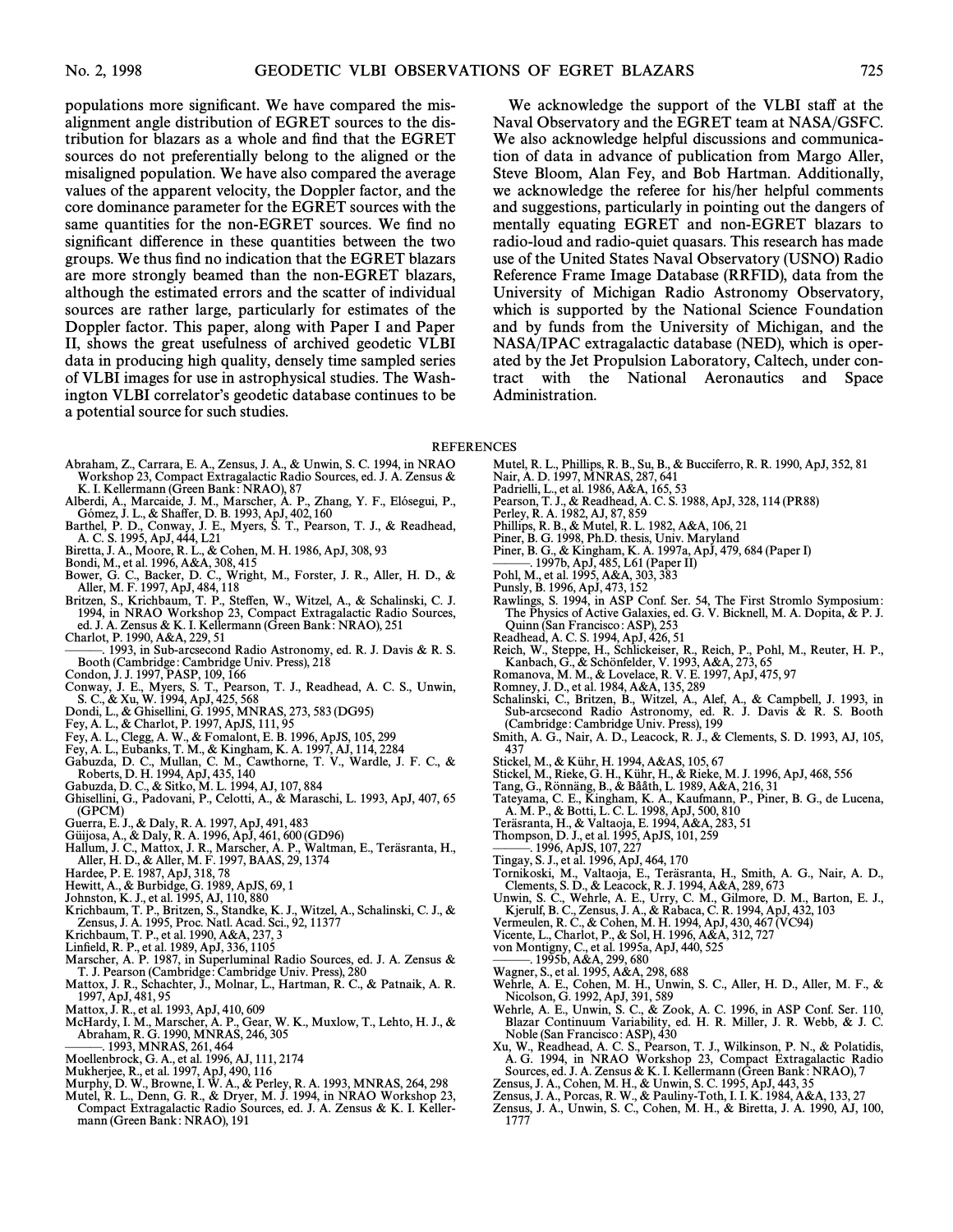populations more significant. We have compared the misalignment angle distribution of EGRET sources to the distribution for blazars as a whole and find that the EGRET sources do not preferentially belong to the aligned or the misaligned population. We have also compared the average values of the apparent velocity, the Doppler factor, and the core dominance parameter for the EGRET sources with the same quantities for the non-EGRET sources. We find no significant difference in these quantities between the two groups. We thus find no indication that the EGRET blazars are more strongly beamed than the non-EGRET blazars, although the estimated errors and the scatter of individual sources are rather large, particularly for estimates of the Doppler factor. This paper, along with Paper I and Paper II, shows the great usefulness of archived geodetic VLBI data in producing high quality, densely time sampled series of VLBI images for use in astrophysical studies. The Washington VLBI correlator's geodetic database continues to be a potential source for such studies.

We acknowledge the support of the VLBI staff at the Naval Observatory and the EGRET team at NASA/GSFC. We also acknowledge helpful discussions and communication of data in advance of publication from Margo Aller, Steve Bloom, Alan Fey, and Bob Hartman. Additionally, we acknowledge the referee for his/her helpful comments and suggestions, particularly in pointing out the dangers of mentally equating EGRET and non-EGRET blazars to radio-loud and radio-quiet quasars. This research has made use of the United States Naval Observatory (USNO) Radio Reference Frame Image Database (RRFID), data from the University of Michigan Radio Astronomy Observatory, which is supported by the National Science Foundation and by funds from the University of Michigan, and the NASA/IPAC extragalactic database (NED), which is operated by the Jet Propulsion Laboratory, Caltech, under contract with the National Aeronautics and Space Administration.

## REFERENCES

Abraham, Z., Carrara, E. A., Zensus, J. A., & Unwin, S. C. 1994, in NRAO Workshop 23, Compact Extragalactic Radio Sources, ed. J. A. Zensus & K. I. Kellermann (Green Bank: NRAO), 87

Alberdi, A., Marcaide, J. M., Marscher, A. P., Zhang, Y. F., Elósegui, P., Gómez, J. L., & Shaffer, D. B. 1993, ApJ, 402, 160

Barthel, P. D., Conway, J. E., Myers, S. T., Pearson, T. J., & Readhead, A. C. S. 1995, ApJ, 444, L21

Biretta, J. A., Moore, R. L., & Cohen, M. H. 1986, ApJ, 308, 93

Bondi, M., et al. 1996, A&A, 308, 415

Bower, G. C., Backer, D. C., Wright, M., Forster, J. R., Aller, H. D., & Aller, M. F. 1997, ApJ, 484, 118

Britzen, S., Krichbaum, T. P., Steffen, W., Witzel, A., & Schalinski, C. J. 1994, in NRAO Workshop 23, Compact Extragalactic Radio Sources, ed. J. A. Zensus & K. I. Kellermann (Green Bank: NRAO), 251

Charlot, P. 1990, A&A, 229, 51

———. 1993, in Sub-arcsecond Radio Astronomy, ed. R. J. Davis & R. S. Booth (Cambridge: Cambridge Univ. Press), 218

Condon, J. J. 1997, PASP, 109, 166

Conway, J. E., Myers, S. T., Pearson, T. J., Readhead, A. C. S., Unwin, S. C., & Xu, W. 1994, ApJ, 425, 568

Dondi, L., & Ghisellini, G. 1995, MNRAS, 273, 583 (DG95)

Fey, A. L., & Charlot, P. 1997, ApJS, 111, 95

Fey, A. L., Clegg, A. W., & Fomalont, E. B. 1996, ApJS, 105, 299

Fey, A. L., Eubanks, T. M., & Kingham, K. A. 1997, AJ, 114, 2284

Gabuzda, D. C., Mullan, C. M., Cawthorne, T. V., Wardle, J. F. C., & Roberts, D. H. 1994, ApJ, 435, 140

Gabuzda, D. C., & Sitko, M. L. 1994, AJ, 107, 884

Ghisellini, G., Padovani, P., Celotti, A., & Maraschi, L. 1993, ApJ, 407, 65 (GPCM)

Guerra, E. J., & Daly, R. A. 1997, ApJ, 491, 483

Güijosa, A., & Daly, R. A. 1996, ApJ, 461, 600 (GD96)

Hallum, J. C., Mattox, J. R., Marscher, A. P., Waltman, E., Teräsranta, H., Aller, H. D., & Aller, M. F. 1997, BAAS, 29, 1374

Hardee, P. E. 1987, ApJ, 318, 78

Hewitt, A., & Burbidge, G. 1989, ApJS, 69, 1

Johnston, K. J., et al. 1995, AJ, 110, 880

Krichbaum, T. P., Britzen, S., Standke, K. J., Witzel, A., Schalinski, C. J., & Zensus, J. A. 1995, Proc. Natl. Acad. Sci., 92, 11377

Krichbaum, T. P., et al. 1990, A&A, 237, 3

Linfield, R. P., et al. 1989, ApJ, 336, 1105

Marscher, A. P. 1987, in Superluminal Radio Sources, ed. J. A. Zensus & T. J. Pearson (Cambridge: Cambridge Univ. Press), 280

Mattox, J. R., Schachter, J., Molnar, L., Hartman, R. C., & Patnaik, A. R. 1997, ApJ, 481, 95

Mattox, J. R., et al. 1993, ApJ, 410, 609

McHardy, I. M., Marscher, A. P., Gear, W. K., Muxlow, T., Lehto, H. J., & Abraham, R. G. 1990, MNRAS, 246, 305

———. 1993, MNRAS, 261, 464

Moellenbrock, G. A., et al. 1996, AJ, 111, 2174

Mukherjee, R., et al. 1997, ApJ, 490, 116

Murphy, D. W., Browne, I. W. A., & Perley, R. A. 1993, MNRAS, 264, 298

Mutel, R. L., Denn, G. R., & Dryer, M. J. 1994, in NRAO Workshop 23, Compact Extragalactic Radio Sources, ed. J. A. Zensus & K. I. Kellermann (Green Bank: NRAO), 191

Mutel, R. L., Phillips, R. B., Su, B., & Bucciferro, R. R. 1990, ApJ, 352, 81

Nair, A. D. 1997, MNRAS, 287, 641

Padrielli, L., et al. 1986, A&A, 165, 53

Pearson, T. J., & Readhead, A. C. S. 1988, ApJ, 328, 114 (PR88)

Perley, R. A. 1982, AJ, 87, 859

Phillips, R. B., & Mutel, R. L. 1982, A&A, 106, 21

Piner, B. G. 1998, Ph.D. thesis, Univ. Maryland

Piner, B. G., & Kingham, K. A. 1997a, ApJ, 479, 684 (Paper I)

———. 1997b, ApJ, 485, L61 (Paper II)

Pohl, M., et al. 1995, A&A, 303, 383

Punsly, B. 1996, ApJ, 473, 152

Rawlings, S. 1994, in ASP Conf. Ser. 54, The First Stromlo Symposium: The Physics of Active Galaxies, ed. G. V. Bicknell, M. A. Dopita, & P. J. Quinn (San Francisco: ASP), 253

Readhead, A. C. S. 1994, ApJ, 426, 51

Reich, W., Steppe, H., Schlickeiser, R., Reich, P., Pohl, M., Reuter, H. P., Kanbach, G., & Schönfelder, V. 1993, A&A, 273, 65

Romanova, M. M., & Lovelace, R. V. E. 1997, ApJ, 475, 97

Romney, J. D., et al. 1984, A&A, 135, 289

Schalinski, C., Britzen, B., Witzel, A., Alef, A., & Campbell, J. 1993, in Sub-arcsecond Radio Astronomy, ed. R. J. Davis & R. S. Booth (Cambridge: Cambridge Univ. Press), 199

Smith, A. G., Nair, A. D., Leacock, R. J., & Clements, S. D. 1993, AJ, 105, 437

Stickel, M., & Kühr, H. 1994, A&AS, 105, 67

Stickel, M., Rieke, G. H., Kühr, H., & Rieke, M. J. 1996, ApJ, 468, 556

Tang, G., Rönnäng, B., & Bååth, L. 1989, A&A, 216, 31

Tateyama, C. E., Kingham, K. A., Kaufmann, P., Piner, B. G., de Lucena, A. M. P., & Botti, L. C. L. 1998, ApJ, 500, 810

Teräsranta, H., & Valtaoja, E. 1994, A&A, 283, 51

Thompson, D. J., et al. 1995, ApJS, 101, 259

———. 1996, ApJS, 107, 227

Tingay, S. J., et al. 1996, ApJ, 464, 170

Tornikoski, M., Valtaoja, E., Teräsranta, H., Smith, A. G., Nair, A. D., Clements, S. D., & Leacock, R. J. 1994, A&A, 289, 673

Unwin, S. C., Wehrle, A. E., Urry, C. M., Gilmore, D. M., Barton, E. J., Kjerulf, B. C., Zensus, J. A., & Rabaca, C. R. 1994, ApJ, 432, 103

Vermeulen, R. C., & Cohen, M. H. 1994, ApJ, 430, 467 (VC94)

Vicente, L., Charlot, P., & Sol, H. 1996, A&A, 312, 727

von Montigny, C., et al. 1995a, ApJ, 440, 525

———. 1995b, A&A, 299, 680

Wagner, S., et al. 1995, A&A, 298, 688

Wehrle, A. E., Cohen, M. H., Unwin, S. C., Aller, H. D., Aller, M. F., & Nicolson, G. 1992, ApJ, 391, 589

Wehrle, A. E., Unwin, S. C., & Zook, A. C. 1996, in ASP Conf. Ser. 110, Blazar Continuum Variability, ed. H. R. Miller, J. R. Webb, & J. C. Noble (San Francisco: ASP), 430

Xu, W., Readhead, A. C. S., Pearson, T. J., Wilkinson, P. N., & Polatidis, A. G. 1994, in NRAO Workshop 23, Compact Extragalactic Radio Sources, ed. J. A. Zensus & K. I. Kellermann (Green Bank: NRAO), 7

Zensus, J. A., Cohen, M. H., & Unwin, S. C. 1995, ApJ, 443, 35

Zensus, J. A., Porcas, R. W., & Pauliny-Toth, I. I. K. 1984, A&A, 133, 27

Zensus, J. A., Unwin, S. C., Cohen, M. H., & Biretta, J. A. 1990, AJ, 100, 1777